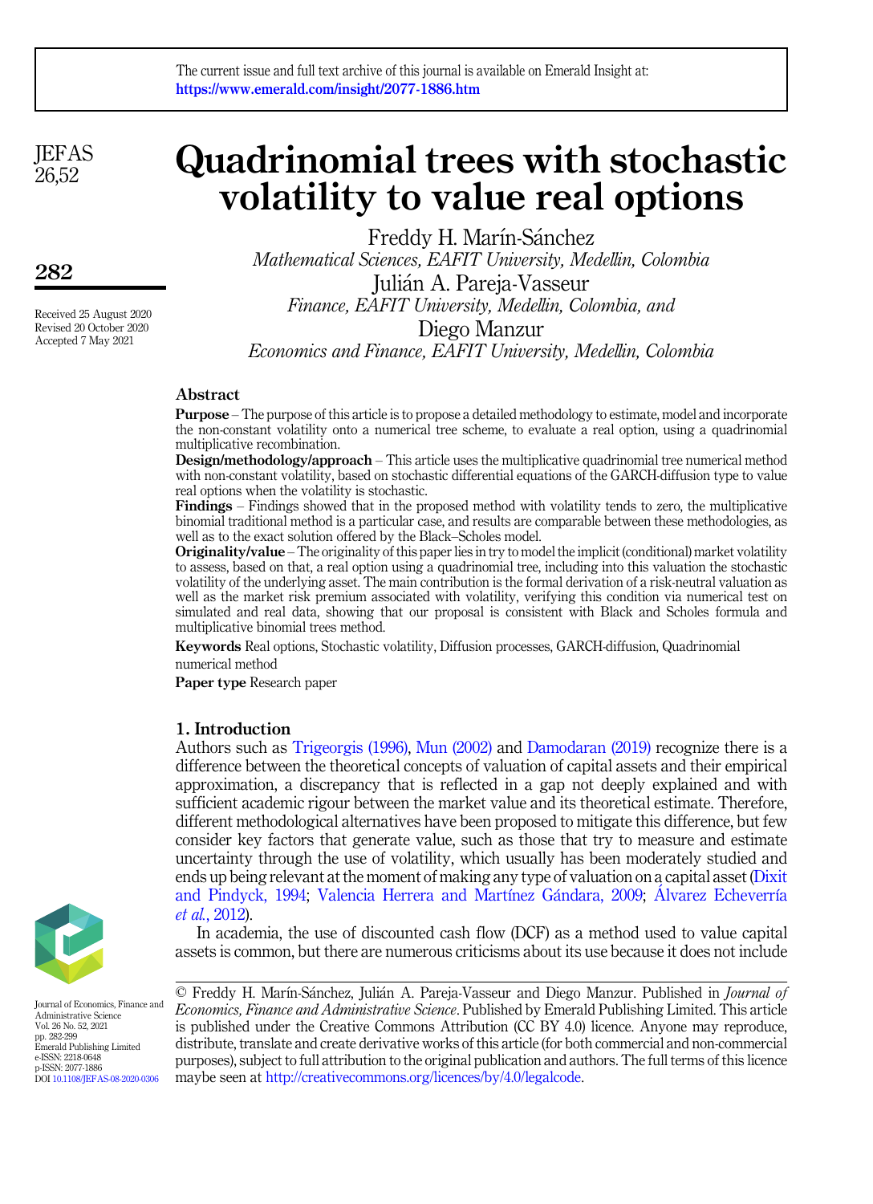The current issue and full text archive of this journal is available on Emerald Insight at: https://www.emerald.com/insight/2077-1886.htm

# Quadrinomial trees with stochastic volatility to value real options

Freddy H. Marín-Sánchez
*Mathematical Sciences, EAFIT University, Medellin, Colombia*

Julián A. Pareja-Vasseur
*Finance, EAFIT University, Medellin, Colombia, and*

Diego Manzur
*Economics and Finance, EAFIT University, Medellin, Colombia*

Received 25 August 2020
Revised 20 October 2020
Accepted 7 May 2021

## Abstract

**Purpose** – The purpose of this article is to propose a detailed methodology to estimate, model and incorporate the non-constant volatility onto a numerical tree scheme, to evaluate a real option, using a quadrinomial multiplicative recombination.

**Design/methodology/approach** – This article uses the multiplicative quadrinomial tree numerical method with non-constant volatility, based on stochastic differential equations of the GARCH-diffusion type to value real options when the volatility is stochastic.

**Findings** – Findings showed that in the proposed method with volatility tends to zero, the multiplicative binomial traditional method is a particular case, and results are comparable between these methodologies, as well as to the exact solution offered by the Black–Scholes model.

**Originality/value** – The originality of this paper lies in try to model the implicit (conditional) market volatility to assess, based on that, a real option using a quadrinomial tree, including into this valuation the stochastic volatility of the underlying asset. The main contribution is the formal derivation of a risk-neutral valuation as well as the market risk premium associated with volatility, verifying this condition via numerical test on simulated and real data, showing that our proposal is consistent with Black and Scholes formula and multiplicative binomial trees method.

**Keywords** Real options, Stochastic volatility, Diffusion processes, GARCH-diffusion, Quadrinomial numerical method

**Paper type** Research paper

## 1. Introduction

Authors such as Trigeorgis (1996), Mun (2002) and Damodaran (2019) recognize there is a difference between the theoretical concepts of valuation of capital assets and their empirical approximation, a discrepancy that is reflected in a gap not deeply explained and with sufficient academic rigour between the market value and its theoretical estimate. Therefore, different methodological alternatives have been proposed to mitigate this difference, but few consider key factors that generate value, such as those that try to measure and estimate uncertainty through the use of volatility, which usually has been moderately studied and ends up being relevant at the moment of making any type of valuation on a capital asset (Dixit and Pindyck, 1994; Valencia Herrera and Martínez Gándara, 2009; Álvarez Echeverría *et al.*, 2012).

In academia, the use of discounted cash flow (DCF) as a method used to value capital assets is common, but there are numerous criticisms about its use because it does not include

© Freddy H. Marín-Sánchez, Julián A. Pareja-Vasseur and Diego Manzur. Published in *Journal of Economics, Finance and Administrative Science*. Published by Emerald Publishing Limited. This article is published under the Creative Commons Attribution (CC BY 4.0) licence. Anyone may reproduce, distribute, translate and create derivative works of this article (for both commercial and non-commercial purposes), subject to full attribution to the original publication and authors. The full terms of this licence maybe seen at http://creativecommons.org/licences/by/4.0/legalcode.

Journal of Economics, Finance and Administrative Science
Vol. 26 No. 52, 2021
pp. 282-299
Emerald Publishing Limited
e-ISSN: 2218-0648
p-ISSN: 2077-1886
DOI 10.1108/JEFAS-08-2020-0306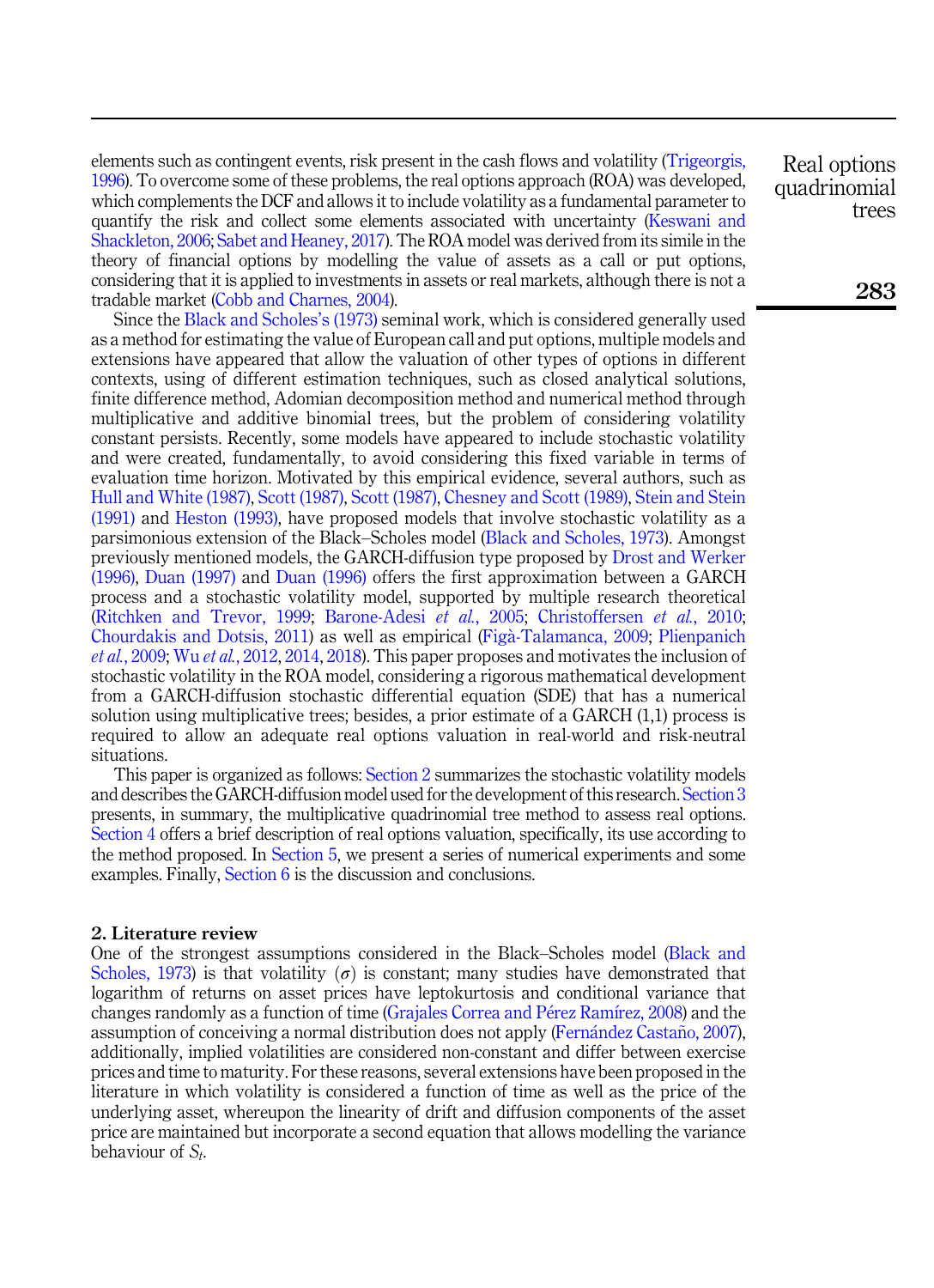elements such as contingent events, risk present in the cash flows and volatility (Trigeorgis, 1996). To overcome some of these problems, the real options approach (ROA) was developed, which complements the DCF and allows it to include volatility as a fundamental parameter to quantify the risk and collect some elements associated with uncertainty (Keswani and Shackleton, 2006; Sabet and Heaney, 2017). The ROA model was derived from its simile in the theory of financial options by modelling the value of assets as a call or put options, considering that it is applied to investments in assets or real markets, although there is not a tradable market (Cobb and Charnes, 2004).

Since the Black and Scholes's (1973) seminal work, which is considered generally used as a method for estimating the value of European call and put options, multiple models and extensions have appeared that allow the valuation of other types of options in different contexts, using of different estimation techniques, such as closed analytical solutions, finite difference method, Adomian decomposition method and numerical method through multiplicative and additive binomial trees, but the problem of considering volatility constant persists. Recently, some models have appeared to include stochastic volatility and were created, fundamentally, to avoid considering this fixed variable in terms of evaluation time horizon. Motivated by this empirical evidence, several authors, such as Hull and White (1987), Scott (1987), Scott (1987), Chesney and Scott (1989), Stein and Stein (1991) and Heston (1993), have proposed models that involve stochastic volatility as a parsimonious extension of the Black–Scholes model (Black and Scholes, 1973). Amongst previously mentioned models, the GARCH-diffusion type proposed by Drost and Werker (1996), Duan (1997) and Duan (1996) offers the first approximation between a GARCH process and a stochastic volatility model, supported by multiple research theoretical (Ritchken and Trevor, 1999; Barone-Adesi *et al.*, 2005; Christoffersen *et al.*, 2010; Chourdakis and Dotsis, 2011) as well as empirical (Figà-Talamanca, 2009; Plienpanich *et al.*, 2009; Wu *et al.*, 2012, 2014, 2018). This paper proposes and motivates the inclusion of stochastic volatility in the ROA model, considering a rigorous mathematical development from a GARCH-diffusion stochastic differential equation (SDE) that has a numerical solution using multiplicative trees; besides, a prior estimate of a GARCH (1,1) process is required to allow an adequate real options valuation in real-world and risk-neutral situations.

This paper is organized as follows: Section 2 summarizes the stochastic volatility models and describes the GARCH-diffusion model used for the development of this research. Section 3 presents, in summary, the multiplicative quadrinomial tree method to assess real options. Section 4 offers a brief description of real options valuation, specifically, its use according to the method proposed. In Section 5, we present a series of numerical experiments and some examples. Finally, Section 6 is the discussion and conclusions.

## 2. Literature review

One of the strongest assumptions considered in the Black–Scholes model (Black and Scholes, 1973) is that volatility ($\sigma$) is constant; many studies have demonstrated that logarithm of returns on asset prices have leptokurtosis and conditional variance that changes randomly as a function of time (Grajales Correa and Pérez Ramírez, 2008) and the assumption of conceiving a normal distribution does not apply (Fernández Castaño, 2007), additionally, implied volatilities are considered non-constant and differ between exercise prices and time to maturity. For these reasons, several extensions have been proposed in the literature in which volatility is considered a function of time as well as the price of the underlying asset, whereupon the linearity of drift and diffusion components of the asset price are maintained but incorporate a second equation that allows modelling the variance behaviour of $S_t$.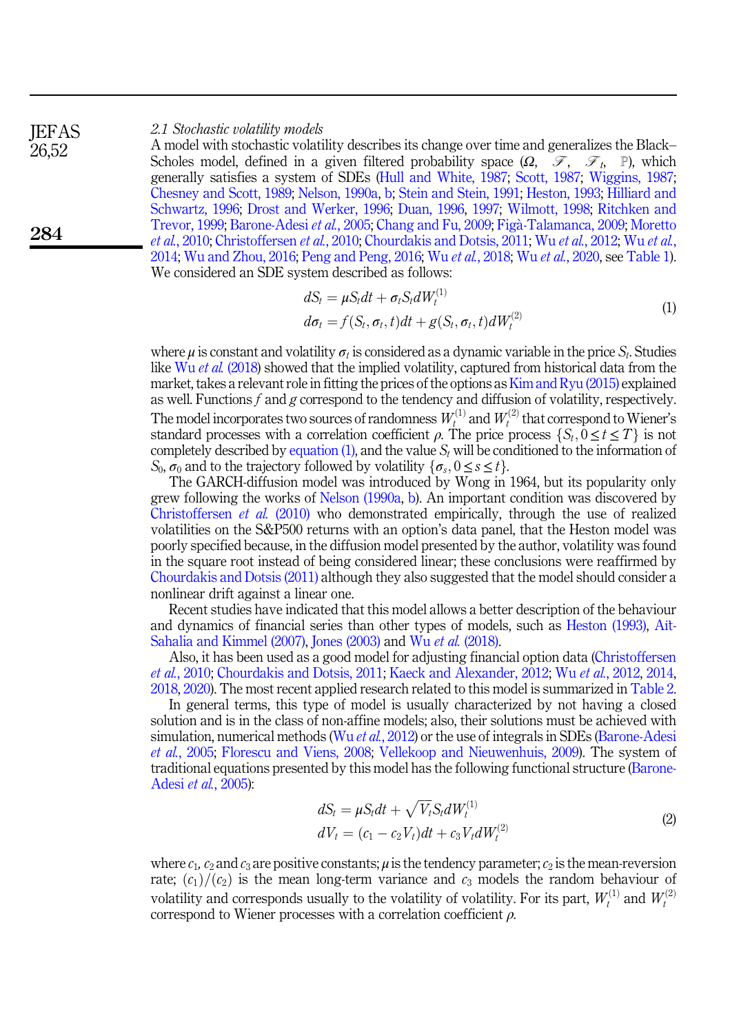### 2.1 Stochastic volatility models

A model with stochastic volatility describes its change over time and generalizes the Black–Scholes model, defined in a given filtered probability space ($\Omega$, $\mathscr{F}$, $\mathscr{F}_t$, $\mathbb{P}$), which generally satisfies a system of SDEs (Hull and White, 1987; Scott, 1987; Wiggins, 1987; Chesney and Scott, 1989; Nelson, 1990a, b; Stein and Stein, 1991; Heston, 1993; Hilliard and Schwartz, 1996; Drost and Werker, 1996; Duan, 1996, 1997; Wilmott, 1998; Ritchken and Trevor, 1999; Barone-Adesi *et al.*, 2005; Chang and Fu, 2009; Figà-Talamanca, 2009; Moretto *et al.*, 2010; Christoffersen *et al.*, 2010; Chourdakis and Dotsis, 2011; Wu *et al.*, 2012; Wu *et al.*, 2014; Wu and Zhou, 2016; Peng and Peng, 2016; Wu *et al.*, 2018; Wu *et al.*, 2020, see Table 1). We considered an SDE system described as follows:

$$
\begin{aligned}
dS_t &= \mu S_t dt + \sigma_t S_t dW_t^{(1)} \\
d\sigma_t &= f(S_t, \sigma_t, t)dt + g(S_t, \sigma_t, t)dW_t^{(2)}
\end{aligned}
\tag{1}
$$

where $\mu$ is constant and volatility $\sigma_t$ is considered as a dynamic variable in the price $S_t$. Studies like Wu *et al.* (2018) showed that the implied volatility, captured from historical data from the market, takes a relevant role in fitting the prices of the options as Kim and Ryu (2015) explained as well. Functions $f$ and $g$ correspond to the tendency and diffusion of volatility, respectively. The model incorporates two sources of randomness $W_t^{(1)}$ and $W_t^{(2)}$ that correspond to Wiener's standard processes with a correlation coefficient $\rho$. The price process $\{S_t, 0 \leq t \leq T\}$ is not completely described by equation (1), and the value $S_t$ will be conditioned to the information of $S_0$, $\sigma_0$ and to the trajectory followed by volatility $\{\sigma_s, 0 \leq s \leq t\}$.

The GARCH-diffusion model was introduced by Wong in 1964, but its popularity only grew following the works of Nelson (1990a, b). An important condition was discovered by Christoffersen *et al.* (2010) who demonstrated empirically, through the use of realized volatilities on the S&P500 returns with an option's data panel, that the Heston model was poorly specified because, in the diffusion model presented by the author, volatility was found in the square root instead of being considered linear; these conclusions were reaffirmed by Chourdakis and Dotsis (2011) although they also suggested that the model should consider a nonlinear drift against a linear one.

Recent studies have indicated that this model allows a better description of the behaviour and dynamics of financial series than other types of models, such as Heston (1993), Ait-Sahalia and Kimmel (2007), Jones (2003) and Wu *et al.* (2018).

Also, it has been used as a good model for adjusting financial option data (Christoffersen *et al.*, 2010; Chourdakis and Dotsis, 2011; Kaeck and Alexander, 2012; Wu *et al.*, 2012, 2014, 2018, 2020). The most recent applied research related to this model is summarized in Table 2.

In general terms, this type of model is usually characterized by not having a closed solution and is in the class of non-affine models; also, their solutions must be achieved with simulation, numerical methods (Wu *et al.*, 2012) or the use of integrals in SDEs (Barone-Adesi *et al.*, 2005; Florescu and Viens, 2008; Vellekoop and Nieuwenhuis, 2009). The system of traditional equations presented by this model has the following functional structure (Barone-Adesi *et al.*, 2005):

$$
\begin{aligned}
dS_t &= \mu S_t dt + \sqrt{V_t} S_t dW_t^{(1)} \\
dV_t &= (c_1 - c_2 V_t)dt + c_3 V_t dW_t^{(2)}
\end{aligned}
\tag{2}
$$

where $c_1$, $c_2$ and $c_3$ are positive constants; $\mu$ is the tendency parameter; $c_2$ is the mean-reversion rate; $(c_1)/(c_2)$ is the mean long-term variance and $c_3$ models the random behaviour of volatility and corresponds usually to the volatility of volatility. For its part, $W_t^{(1)}$ and $W_t^{(2)}$ correspond to Wiener processes with a correlation coefficient $\rho$.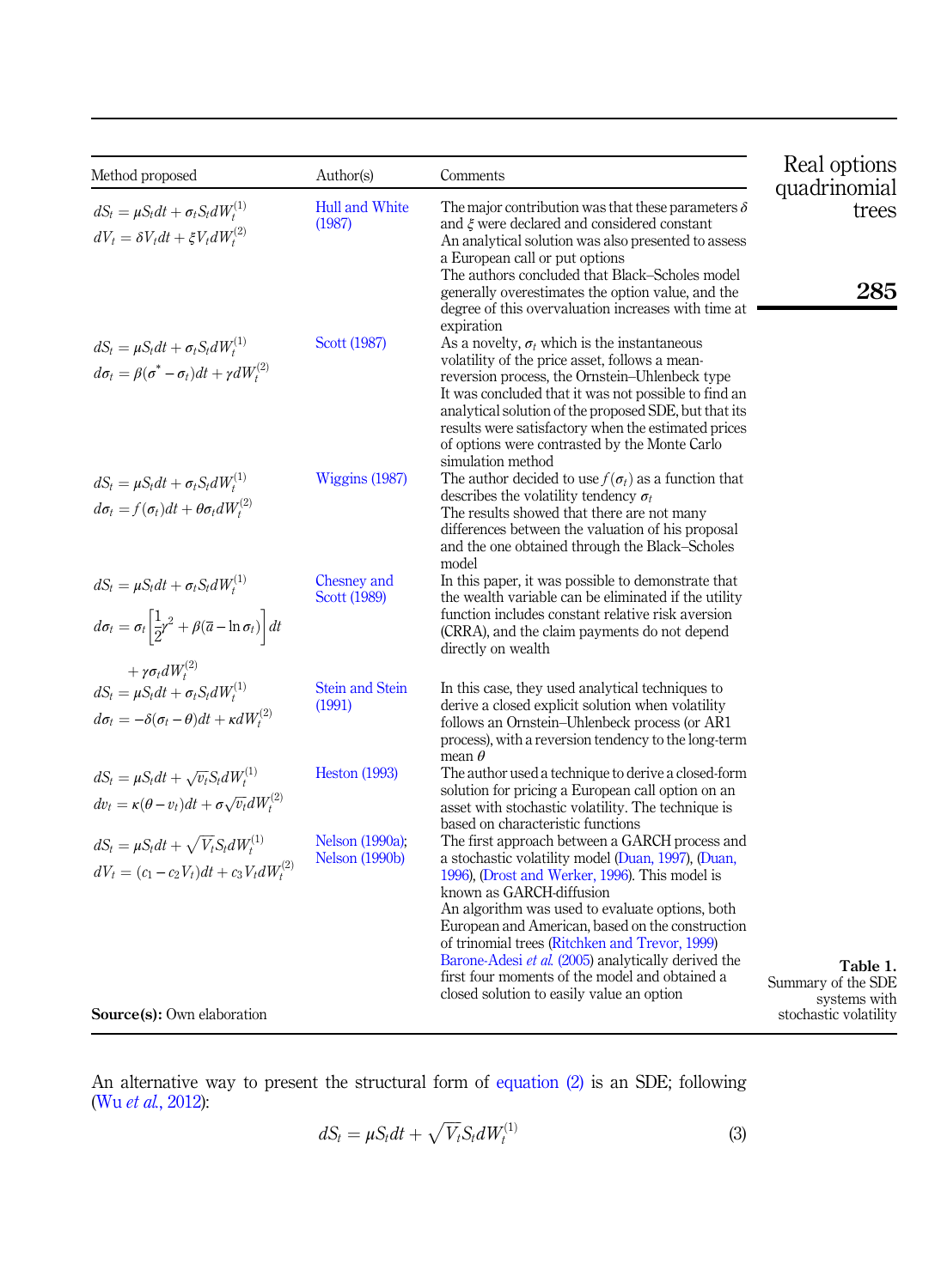**Table 1.** Summary of the SDE systems with stochastic volatility

| Method proposed | Author(s) | Comments |
|---|---|---|
| $dS_t = \mu S_t dt + \sigma_t S_t dW_t^{(1)}$ <br> $dV_t = \delta V_t dt + \xi V_t dW_t^{(2)}$ | Hull and White (1987) | The major contribution was that these parameters $\delta$ and $\xi$ were declared and considered constant <br> An analytical solution was also presented to assess a European call or put options <br> The authors concluded that Black–Scholes model generally overestimates the option value, and the degree of this overvaluation increases with time at expiration |
| $dS_t = \mu S_t dt + \sigma_t S_t dW_t^{(1)}$ <br> $d\sigma_t = \beta(\sigma^* - \sigma_t)dt + \gamma dW_t^{(2)}$ | Scott (1987) | As a novelty, $\sigma_t$ which is the instantaneous volatility of the price asset, follows a mean-reversion process, the Ornstein–Uhlenbeck type <br> It was concluded that it was not possible to find an analytical solution of the proposed SDE, but that its results were satisfactory when the estimated prices of options were contrasted by the Monte Carlo simulation method |
| $dS_t = \mu S_t dt + \sigma_t S_t dW_t^{(1)}$ <br> $d\sigma_t = f(\sigma_t)dt + \theta\sigma_t dW_t^{(2)}$ | Wiggins (1987) | The author decided to use $f(\sigma_t)$ as a function that describes the volatility tendency $\sigma_t$ <br> The results showed that there are not many differences between the valuation of his proposal and the one obtained through the Black–Scholes model |
| $dS_t = \mu S_t dt + \sigma_t S_t dW_t^{(1)}$ <br> $d\sigma_t = \sigma_t\left[\frac{1}{2}\gamma^2 + \beta(\bar{a} - \ln\sigma_t)\right]dt + \gamma\sigma_t dW_t^{(2)}$ | Chesney and Scott (1989) | In this paper, it was possible to demonstrate that the wealth variable can be eliminated if the utility function includes constant relative risk aversion (CRRA), and the claim payments do not depend directly on wealth |
| $dS_t = \mu S_t dt + \sigma_t S_t dW_t^{(1)}$ <br> $d\sigma_t = -\delta(\sigma_t - \theta)dt + \kappa dW_t^{(2)}$ | Stein and Stein (1991) | In this case, they used analytical techniques to derive a closed explicit solution when volatility follows an Ornstein–Uhlenbeck process (or AR1 process), with a reversion tendency to the long-term mean $\theta$ |
| $dS_t = \mu S_t dt + \sqrt{v_t} S_t dW_t^{(1)}$ <br> $dv_t = \kappa(\theta - v_t)dt + \sigma\sqrt{v_t}dW_t^{(2)}$ | Heston (1993) | The author used a technique to derive a closed-form solution for pricing a European call option on an asset with stochastic volatility. The technique is based on characteristic functions |
| $dS_t = \mu S_t dt + \sqrt{V_t} S_t dW_t^{(1)}$ <br> $dV_t = (c_1 - c_2 V_t)dt + c_3 V_t dW_t^{(2)}$ | Nelson (1990a); Nelson (1990b) | The first approach between a GARCH process and a stochastic volatility model (Duan, 1997), (Duan, 1996), (Drost and Werker, 1996). This model is known as GARCH-diffusion <br> An algorithm was used to evaluate options, both European and American, based on the construction of trinomial trees (Ritchken and Trevor, 1999) <br> Barone-Adesi *et al.* (2005) analytically derived the first four moments of the model and obtained a closed solution to easily value an option |

**Source(s):** Own elaboration

An alternative way to present the structural form of equation (2) is an SDE; following (Wu *et al.*, 2012):

$$dS_t = \mu S_t dt + \sqrt{V_t} S_t dW_t^{(1)} \tag{3}$$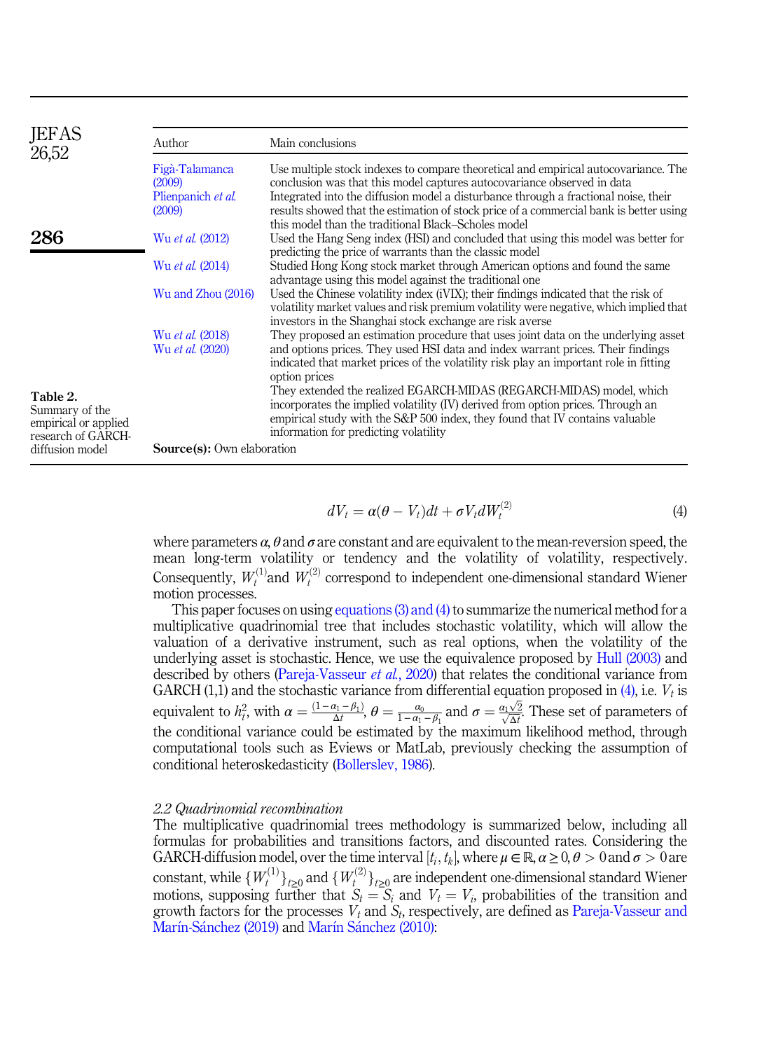| Author | Main conclusions |
|---|---|
| Figà-Talamanca (2009) | Use multiple stock indexes to compare theoretical and empirical autocovariance. The conclusion was that this model captures autocovariance observed in data |
| Plienpanich *et al.* (2009) | Integrated into the diffusion model a disturbance through a fractional noise, their results showed that the estimation of stock price of a commercial bank is better using this model than the traditional Black–Scholes model |
| Wu *et al.* (2012) | Used the Hang Seng index (HSI) and concluded that using this model was better for predicting the price of warrants than the classic model |
| Wu *et al.* (2014) | Studied Hong Kong stock market through American options and found the same advantage using this model against the traditional one |
| Wu and Zhou (2016) | Used the Chinese volatility index (iVIX); their findings indicated that the risk of volatility market values and risk premium volatility were negative, which implied that investors in the Shanghai stock exchange are risk averse |
| Wu *et al.* (2018) | They proposed an estimation procedure that uses joint data on the underlying asset and options prices. They used HSI data and index warrant prices. Their findings indicated that market prices of the volatility risk play an important role in fitting option prices |
| Wu *et al.* (2020) | They extended the realized EGARCH-MIDAS (REGARCH-MIDAS) model, which incorporates the implied volatility (IV) derived from option prices. Through an empirical study with the S&P 500 index, they found that IV contains valuable information for predicting volatility |

**Source(s):** Own elaboration

**Table 2.** Summary of the empirical or applied research of GARCH-diffusion model

$$dV_t = \alpha(\theta - V_t)dt + \sigma V_t dW_t^{(2)} \tag{4}$$

where parameters $\alpha$, $\theta$ and $\sigma$ are constant and are equivalent to the mean-reversion speed, the mean long-term volatility or tendency and the volatility of volatility, respectively. Consequently, $W_t^{(1)}$ and $W_t^{(2)}$ correspond to independent one-dimensional standard Wiener motion processes.

This paper focuses on using equations (3) and (4) to summarize the numerical method for a multiplicative quadrinomial tree that includes stochastic volatility, which will allow the valuation of a derivative instrument, such as real options, when the volatility of the underlying asset is stochastic. Hence, we use the equivalence proposed by Hull (2003) and described by others (Pareja-Vasseur *et al.*, 2020) that relates the conditional variance from GARCH (1,1) and the stochastic variance from differential equation proposed in (4), i.e. $V_t$ is equivalent to $h_t^2$, with $\alpha = \frac{(1-\alpha_1-\beta_1)}{\Delta t}$, $\theta = \frac{\alpha_0}{1-\alpha_1-\beta_1}$ and $\sigma = \frac{\alpha_1\sqrt{2}}{\sqrt{\Delta t}}$. These set of parameters of the conditional variance could be estimated by the maximum likelihood method, through computational tools such as Eviews or MatLab, previously checking the assumption of conditional heteroskedasticity (Bollerslev, 1986).

### *2.2 Quadrinomial recombination*

The multiplicative quadrinomial trees methodology is summarized below, including all formulas for probabilities and transitions factors, and discounted rates. Considering the GARCH-diffusion model, over the time interval $[t_i, t_k]$, where $\mu \in \mathbb{R}$, $\alpha \geq 0$, $\theta > 0$ and $\sigma > 0$ are constant, while $\{W_t^{(1)}\}_{t\geq 0}$ and $\{W_t^{(2)}\}_{t\geq 0}$ are independent one-dimensional standard Wiener motions, supposing further that $S_t = S_i$ and $V_t = V_i$, probabilities of the transition and growth factors for the processes $V_t$ and $S_t$, respectively, are defined as Pareja-Vasseur and Marín-Sánchez (2019) and Marín Sánchez (2010):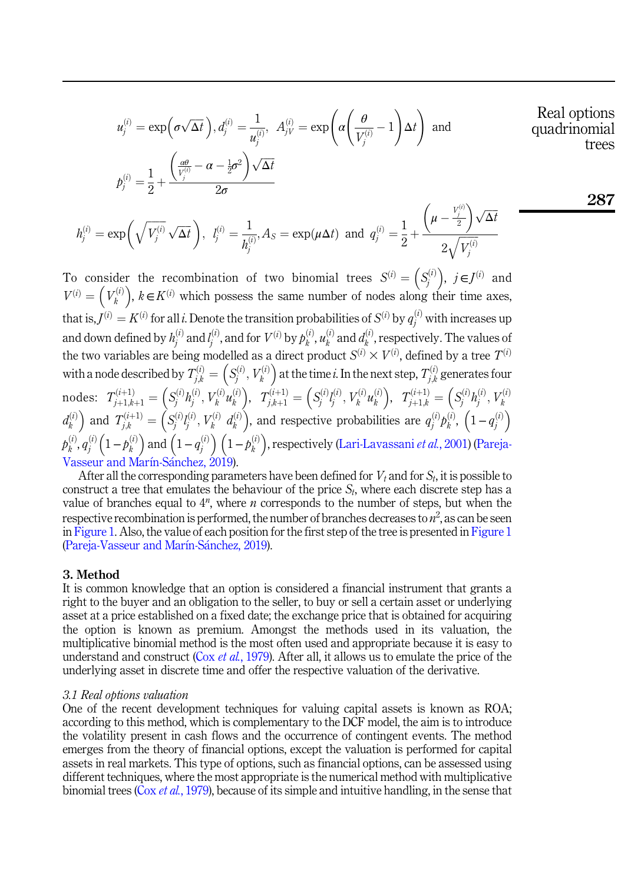$$u_j^{(i)} = \exp\left(\sigma\sqrt{\Delta t}\right), d_j^{(i)} = \frac{1}{u_j^{(i)}},\ \ A_{jV}^{(i)} = \exp\left(\alpha\left(\frac{\theta}{V_j^{(i)}} - 1\right)\Delta t\right)\ \text{ and}$$

$$p_j^{(i)} = \frac{1}{2} + \frac{\left(\frac{\alpha\theta}{V_j^{(i)}} - \alpha - \frac{1}{2}\sigma^2\right)\sqrt{\Delta t}}{2\sigma}$$

$$h_j^{(i)} = \exp\left(\sqrt{V_j^{(i)}}\sqrt{\Delta t}\right),\ \ l_j^{(i)} = \frac{1}{h_j^{(i)}}, A_S = \exp(\mu\Delta t)\ \text{ and }\ q_j^{(i)} = \frac{1}{2} + \frac{\left(\mu - \frac{V_j^{(i)}}{2}\right)\sqrt{\Delta t}}{2\sqrt{V_j^{(i)}}}$$

To consider the recombination of two binomial trees $S^{(i)} = \left(S_j^{(i)}\right)$, $j \in J^{(i)}$ and $V^{(i)} = \left(V_k^{(i)}\right)$, $k \in K^{(i)}$ which possess the same number of nodes along their time axes, that is, $J^{(i)} = K^{(i)}$ for all $i$. Denote the transition probabilities of $S^{(i)}$ by $q_j^{(i)}$ with increases up and down defined by $h_j^{(i)}$ and $l_j^{(i)}$, and for $V^{(i)}$ by $p_k^{(i)}$, $u_k^{(i)}$ and $d_k^{(i)}$, respectively. The values of the two variables are being modelled as a direct product $S^{(i)} \times V^{(i)}$, defined by a tree $T^{(i)}$ with a node described by $T_{j,k}^{(i)} = \left(S_j^{(i)}, V_k^{(i)}\right)$ at the time $i$. In the next step, $T_{j,k}^{(i)}$ generates four nodes: $T_{j+1,k+1}^{(i+1)} = \left(S_j^{(i)}h_j^{(i)}, V_k^{(i)}u_k^{(i)}\right)$, $T_{j,k+1}^{(i+1)} = \left(S_j^{(i)}l_j^{(i)}, V_k^{(i)}u_k^{(i)}\right)$, $T_{j+1,k}^{(i+1)} = \left(S_j^{(i)}h_j^{(i)}, V_k^{(i)}d_k^{(i)}\right)$ and $T_{j,k}^{(i+1)} = \left(S_j^{(i)}l_j^{(i)}, V_k^{(i)}\ d_k^{(i)}\right)$, and respective probabilities are $q_j^{(i)}p_k^{(i)}$, $\left(1-q_j^{(i)}\right)p_k^{(i)}$, $q_j^{(i)}\left(1-p_k^{(i)}\right)$ and $\left(1-q_j^{(i)}\right)\left(1-p_k^{(i)}\right)$, respectively (Lari-Lavassani *et al.*, 2001) (Pareja-Vasseur and Marín-Sánchez, 2019).

After all the corresponding parameters have been defined for $V_t$ and for $S_t$, it is possible to construct a tree that emulates the behaviour of the price $S_t$, where each discrete step has a value of branches equal to $4^n$, where $n$ corresponds to the number of steps, but when the respective recombination is performed, the number of branches decreases to $n^2$, as can be seen in Figure 1. Also, the value of each position for the first step of the tree is presented in Figure 1 (Pareja-Vasseur and Marín-Sánchez, 2019).

## 3. Method

It is common knowledge that an option is considered a financial instrument that grants a right to the buyer and an obligation to the seller, to buy or sell a certain asset or underlying asset at a price established on a fixed date; the exchange price that is obtained for acquiring the option is known as premium. Amongst the methods used in its valuation, the multiplicative binomial method is the most often used and appropriate because it is easy to understand and construct (Cox *et al.*, 1979). After all, it allows us to emulate the price of the underlying asset in discrete time and offer the respective valuation of the derivative.

### *3.1 Real options valuation*

One of the recent development techniques for valuing capital assets is known as ROA; according to this method, which is complementary to the DCF model, the aim is to introduce the volatility present in cash flows and the occurrence of contingent events. The method emerges from the theory of financial options, except the valuation is performed for capital assets in real markets. This type of options, such as financial options, can be assessed using different techniques, where the most appropriate is the numerical method with multiplicative binomial trees (Cox *et al.*, 1979), because of its simple and intuitive handling, in the sense that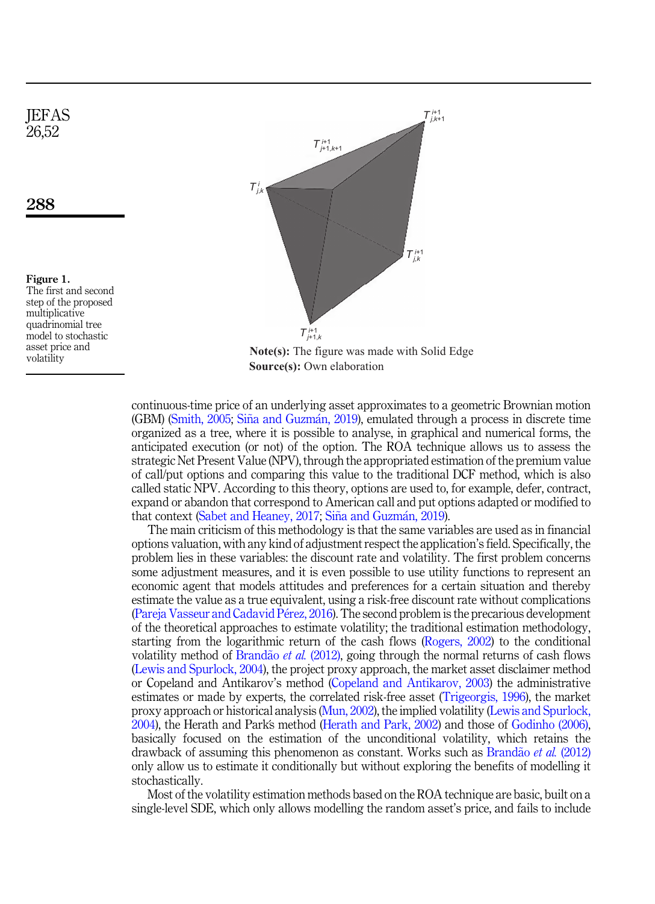Figure 1. The first and second step of the proposed multiplicative quadrinomial tree model to stochastic asset price and volatility

**Note(s):** The figure was made with Solid Edge

**Source(s):** Own elaboration

continuous-time price of an underlying asset approximates to a geometric Brownian motion (GBM) (Smith, 2005; Siña and Guzmán, 2019), emulated through a process in discrete time organized as a tree, where it is possible to analyse, in graphical and numerical forms, the anticipated execution (or not) of the option. The ROA technique allows us to assess the strategic Net Present Value (NPV), through the appropriated estimation of the premium value of call/put options and comparing this value to the traditional DCF method, which is also called static NPV. According to this theory, options are used to, for example, defer, contract, expand or abandon that correspond to American call and put options adapted or modified to that context (Sabet and Heaney, 2017; Siña and Guzmán, 2019).

The main criticism of this methodology is that the same variables are used as in financial options valuation, with any kind of adjustment respect the application's field. Specifically, the problem lies in these variables: the discount rate and volatility. The first problem concerns some adjustment measures, and it is even possible to use utility functions to represent an economic agent that models attitudes and preferences for a certain situation and thereby estimate the value as a true equivalent, using a risk-free discount rate without complications (Pareja Vasseur and Cadavid Pérez, 2016). The second problem is the precarious development of the theoretical approaches to estimate volatility; the traditional estimation methodology, starting from the logarithmic return of the cash flows (Rogers, 2002) to the conditional volatility method of Brandão *et al.* (2012), going through the normal returns of cash flows (Lewis and Spurlock, 2004), the project proxy approach, the market asset disclaimer method or Copeland and Antikarov's method (Copeland and Antikarov, 2003) the administrative estimates or made by experts, the correlated risk-free asset (Trigeorgis, 1996), the market proxy approach or historical analysis (Mun, 2002), the implied volatility (Lewis and Spurlock, 2004), the Herath and Park's method (Herath and Park, 2002) and those of Godinho (2006), basically focused on the estimation of the unconditional volatility, which retains the drawback of assuming this phenomenon as constant. Works such as Brandão *et al.* (2012) only allow us to estimate it conditionally but without exploring the benefits of modelling it stochastically.

Most of the volatility estimation methods based on the ROA technique are basic, built on a single-level SDE, which only allows modelling the random asset's price, and fails to include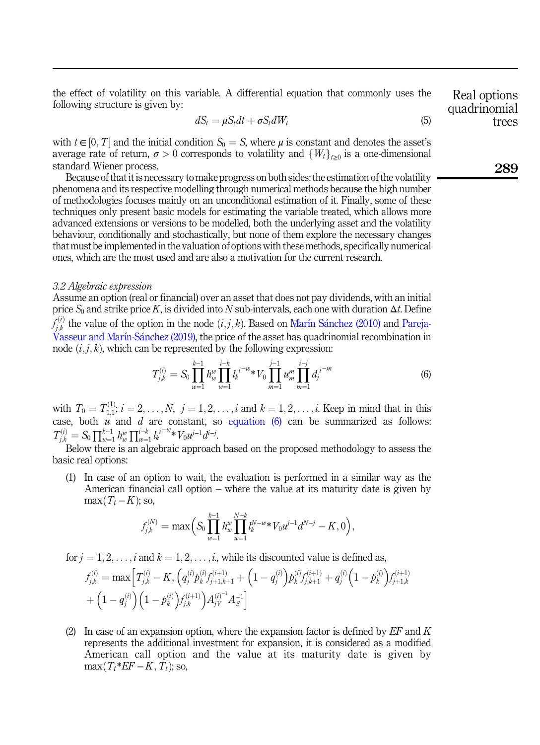the effect of volatility on this variable. A differential equation that commonly uses the following structure is given by:

$$dS_t = \mu S_t dt + \sigma S_t dW_t \tag{5}$$

with $t \in [0, T]$ and the initial condition $S_0 = S$, where $\mu$ is constant and denotes the asset's average rate of return, $\sigma > 0$ corresponds to volatility and $\{W_t\}_{t \geq 0}$ is a one-dimensional standard Wiener process.

Because of that it is necessary to make progress on both sides: the estimation of the volatility phenomena and its respective modelling through numerical methods because the high number of methodologies focuses mainly on an unconditional estimation of it. Finally, some of these techniques only present basic models for estimating the variable treated, which allows more advanced extensions or versions to be modelled, both the underlying asset and the volatility behaviour, conditionally and stochastically, but none of them explore the necessary changes that must be implemented in the valuation of options with these methods, specifically numerical ones, which are the most used and are also a motivation for the current research.

### 3.2 Algebraic expression

Assume an option (real or financial) over an asset that does not pay dividends, with an initial price $S_0$ and strike price $K$, is divided into $N$ sub-intervals, each one with duration $\Delta t$. Define $f_{j,k}^{(i)}$ the value of the option in the node $(i, j, k)$. Based on Marín Sánchez (2010) and Pareja-Vasseur and Marín-Sánchez (2019), the price of the asset has quadrinomial recombination in node $(i, j, k)$, which can be represented by the following expression:

$$T_{j,k}^{(i)} = S_0 \prod_{w=1}^{k-1} h_w^w \prod_{w=1}^{i-k} l_k^{i-w} * V_0 \prod_{m=1}^{j-1} u_m^m \prod_{m=1}^{i-j} d_j^{i-m} \tag{6}$$

with $T_0 = T_{1,1}^{(1)}$; $i = 2, \ldots, N$, $j = 1, 2, \ldots, i$ and $k = 1, 2, \ldots, i$. Keep in mind that in this case, both $u$ and $d$ are constant, so equation (6) can be summarized as follows: $T_{j,k}^{(i)} = S_0 \prod_{w=1}^{k-1} h_w^w \prod_{w=1}^{i-k} l_k^{i-w} * V_0 u^{j-1} d^{i-j}$.

Below there is an algebraic approach based on the proposed methodology to assess the basic real options:

1. In case of an option to wait, the evaluation is performed in a similar way as the American financial call option – where the value at its maturity date is given by $\max(T_t - K)$; so,

$$f_{j,k}^{(N)} = \max\left(S_0 \prod_{w=1}^{k-1} h_w^w \prod_{w=1}^{N-k} l_k^{N-w} * V_0 u^{j-1} d^{N-j} - K, 0\right),$$

for $j = 1, 2, \ldots, i$ and $k = 1, 2, \ldots, i$, while its discounted value is defined as,

$$f_{j,k}^{(i)} = \max\Big[T_{j,k}^{(i)} - K, \Big(q_j^{(i)} p_k^{(i)} f_{j+1,k+1}^{(i+1)} + \Big(1 - q_j^{(i)}\Big) p_k^{(i)} f_{j,k+1}^{(i+1)} + q_j^{(i)} \Big(1 - p_k^{(i)}\Big) f_{j+1,k}^{(i+1)}$$
$$+ \Big(1 - q_j^{(i)}\Big)\Big(1 - p_k^{(i)}\Big) f_{j,k}^{(i+1)}\Big) A_{jV}^{(i)^{-1}} A_S^{-1}\Big]$$

2. In case of an expansion option, where the expansion factor is defined by $EF$ and $K$ represents the additional investment for expansion, it is considered as a modified American call option and the value at its maturity date is given by $\max(T_t * EF - K, T_t)$; so,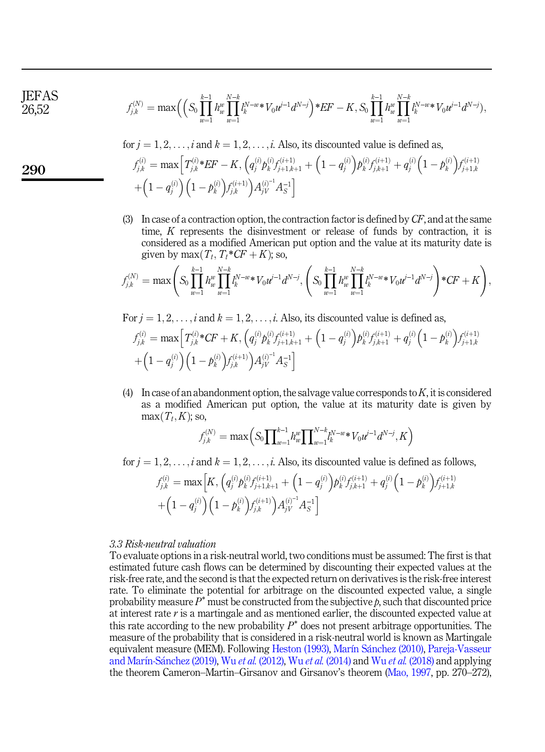$$f_{j,k}^{(N)} = \max\left(\left(S_0 \prod_{w=1}^{k-1} h_w^w \prod_{w=1}^{N-k} l_k^{N-w} * V_0 u^{j-1} d^{N-j}\right) * EF - K, S_0 \prod_{w=1}^{k-1} h_w^w \prod_{w=1}^{N-k} l_k^{N-w} * V_0 u^{j-1} d^{N-j}\right),$$

for $j = 1, 2, \ldots, i$ and $k = 1, 2, \ldots, i$. Also, its discounted value is defined as,

$$f_{j,k}^{(i)} = \max\left[T_{j,k}^{(i)} * EF - K, \left(q_j^{(i)} p_k^{(i)} f_{j+1,k+1}^{(i+1)} + \left(1 - q_j^{(i)}\right) p_k^{(i)} f_{j,k+1}^{(i+1)} + q_j^{(i)} \left(1 - p_k^{(i)}\right) f_{j+1,k}^{(i+1)} + \left(1 - q_j^{(i)}\right)\left(1 - p_k^{(i)}\right) f_{j,k}^{(i+1)}\right) A_{jV}^{(i)^{-1}} A_S^{-1}\right]$$

(3) In case of a contraction option, the contraction factor is defined by $CF$, and at the same time, $K$ represents the disinvestment or release of funds by contraction, it is considered as a modified American put option and the value at its maturity date is given by $\max(T_t, T_t * CF + K)$; so,

$$f_{j,k}^{(N)} = \max\left(S_0 \prod_{w=1}^{k-1} h_w^w \prod_{w=1}^{N-k} l_k^{N-w} * V_0 u^{j-1} d^{N-j}, \left(S_0 \prod_{w=1}^{k-1} h_w^w \prod_{w=1}^{N-k} l_k^{N-w} * V_0 u^{j-1} d^{N-j}\right) * CF + K\right),$$

For $j = 1, 2, \ldots, i$ and $k = 1, 2, \ldots, i$. Also, its discounted value is defined as,

$$f_{j,k}^{(i)} = \max\left[T_{j,k}^{(i)} * CF + K, \left(q_j^{(i)} p_k^{(i)} f_{j+1,k+1}^{(i+1)} + \left(1 - q_j^{(i)}\right) p_k^{(i)} f_{j,k+1}^{(i+1)} + q_j^{(i)} \left(1 - p_k^{(i)}\right) f_{j+1,k}^{(i+1)} + \left(1 - q_j^{(i)}\right)\left(1 - p_k^{(i)}\right) f_{j,k}^{(i+1)}\right) A_{jV}^{(i)^{-1}} A_S^{-1}\right]$$

(4) In case of an abandonment option, the salvage value corresponds to $K$, it is considered as a modified American put option, the value at its maturity date is given by $\max(T_t, K)$; so,

$$f_{j,k}^{(N)} = \max\left(S_0 \prod_{w=1}^{k-1} h_w^w \prod_{w=1}^{N-k} l_k^{N-w} * V_0 u^{j-1} d^{N-j}, K\right)$$

for $j = 1, 2, \ldots, i$ and $k = 1, 2, \ldots, i$. Also, its discounted value is defined as follows,

$$f_{j,k}^{(i)} = \max\left[K, \left(q_j^{(i)} p_k^{(i)} f_{j+1,k+1}^{(i+1)} + \left(1 - q_j^{(i)}\right) p_k^{(i)} f_{j,k+1}^{(i+1)} + q_j^{(i)} \left(1 - p_k^{(i)}\right) f_{j+1,k}^{(i+1)} + \left(1 - q_j^{(i)}\right)\left(1 - p_k^{(i)}\right) f_{j,k}^{(i+1)}\right) A_{jV}^{(i)^{-1}} A_S^{-1}\right]$$

### *3.3 Risk-neutral valuation*

To evaluate options in a risk-neutral world, two conditions must be assumed: The first is that estimated future cash flows can be determined by discounting their expected values at the risk-free rate, and the second is that the expected return on derivatives is the risk-free interest rate. To eliminate the potential for arbitrage on the discounted expected value, a single probability measure $P^*$ must be constructed from the subjective $p$, such that discounted price at interest rate $r$ is a martingale and as mentioned earlier, the discounted expected value at this rate according to the new probability $P^*$ does not present arbitrage opportunities. The measure of the probability that is considered in a risk-neutral world is known as Martingale equivalent measure (MEM). Following Heston (1993), Marín Sánchez (2010), Pareja-Vasseur and Marín-Sánchez (2019), Wu *et al.* (2012), Wu *et al.* (2014) and Wu *et al.* (2018) and applying the theorem Cameron–Martin–Girsanov and Girsanov's theorem (Mao, 1997, pp. 270–272),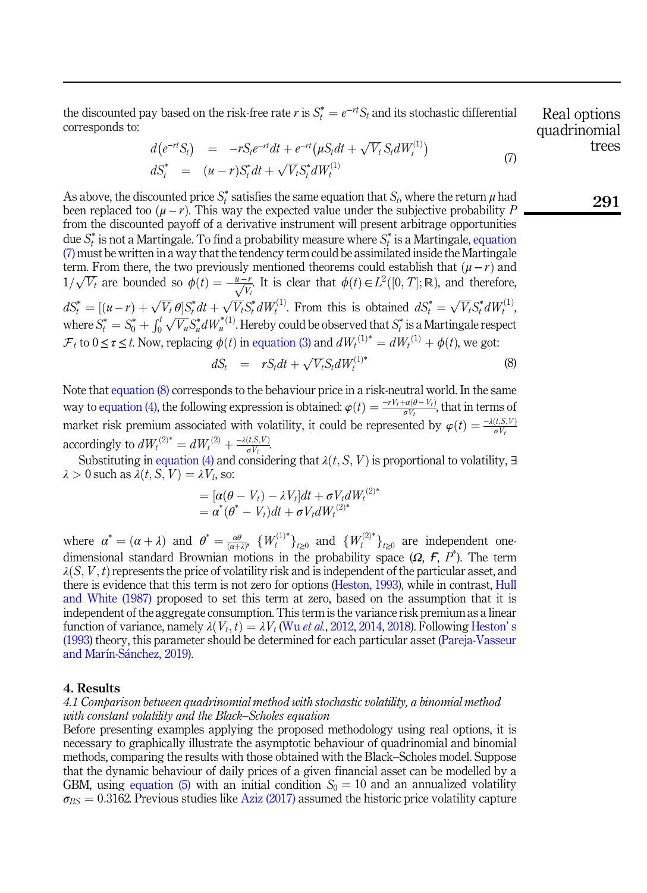the discounted pay based on the risk-free rate $r$ is $S_t^* = e^{-rt}S_t$ and its stochastic differential corresponds to:

$$
\begin{aligned}
d\left(e^{-rt}S_t\right) &= -rS_t e^{-rt}dt + e^{-rt}\left(\mu S_t dt + \sqrt{V_t}\, S_t dW_t^{(1)}\right) \\
dS_t^* &= (u-r)S_t^* dt + \sqrt{V_t} S_t^* dW_t^{(1)}
\end{aligned} \tag{7}
$$

As above, the discounted price $S_t^*$ satisfies the same equation that $S_t$, where the return $\mu$ had been replaced too $(\mu - r)$. This way the expected value under the subjective probability $P$ from the discounted payoff of a derivative instrument will present arbitrage opportunities due $S_t^*$ is not a Martingale. To find a probability measure where $S_t^*$ is a Martingale, equation (7) must be written in a way that the tendency term could be assimilated inside the Martingale term. From there, the two previously mentioned theorems could establish that $(\mu - r)$ and $1/\sqrt{V_t}$ are bounded so $\phi(t) = -\frac{u-r}{\sqrt{V_t}}$. It is clear that $\phi(t) \in L^2([0,T];\mathbb{R})$, and therefore, $dS_t^* = [(u-r) + \sqrt{V_t}\,\theta]S_t^* dt + \sqrt{V_t}S_t^* dW_t^{(1)}$. From this is obtained $dS_t^* = \sqrt{V_t}S_t^* dW_t^{(1)}$, where $S_t^* = S_0^* + \int_0^t \sqrt{V_u}S_u^* dW_u^{*(1)}$. Hereby could be observed that $S_t^*$ is a Martingale respect $\mathcal{F}_t$ to $0 \le \tau \le t$. Now, replacing $\phi(t)$ in equation (3) and $dW_t^{(1)*} = dW_t^{(1)} + \phi(t)$, we got:

$$
dS_t = rS_t dt + \sqrt{V_t}S_t dW_t^{(1)*} \tag{8}
$$

Note that equation (8) corresponds to the behaviour price in a risk-neutral world. In the same way to equation (4), the following expression is obtained: $\varphi(t) = \frac{-rV_t + \alpha(\theta - V_t)}{\sigma V_t}$, that in terms of market risk premium associated with volatility, it could be represented by $\varphi(t) = \frac{-\lambda(t,S,V)}{\sigma V_t}$ accordingly to $dW_t^{(2)*} = dW_t^{(2)} + \frac{-\lambda(t,S,V)}{\sigma V_t}$.

Substituting in equation (4) and considering that $\lambda(t,S,V)$ is proportional to volatility, $\exists\, \lambda > 0$ such as $\lambda(t,S,V) = \lambda V_t$, so:

$$
\begin{aligned}
&= [\alpha(\theta - V_t) - \lambda V_t]dt + \sigma V_t dW_t^{(2)*} \\
&= \alpha^*(\theta^* - V_t)dt + \sigma V_t dW_t^{(2)*}
\end{aligned}
$$

where $\alpha^* = (\alpha + \lambda)$ and $\theta^* = \frac{\alpha\theta}{(\alpha+\lambda)}$, $\{W_t^{(1)*}\}_{t\ge 0}$ and $\{W_t^{(2)*}\}_{t\ge 0}$ are independent one-dimensional standard Brownian motions in the probability space $(\Omega, F, P^*)$. The term $\lambda(S,V,t)$ represents the price of volatility risk and is independent of the particular asset, and there is evidence that this term is not zero for options (Heston, 1993), while in contrast, Hull and White (1987) proposed to set this term at zero, based on the assumption that it is independent of the aggregate consumption. This term is the variance risk premium as a linear function of variance, namely $\lambda(V_t, t) = \lambda V_t$ (Wu *et al.*, 2012, 2014, 2018). Following Heston' s (1993) theory, this parameter should be determined for each particular asset (Pareja-Vasseur and Marín-Sánchez, 2019).

## 4. Results

### *4.1 Comparison between quadrinomial method with stochastic volatility, a binomial method with constant volatility and the Black–Scholes equation*

Before presenting examples applying the proposed methodology using real options, it is necessary to graphically illustrate the asymptotic behaviour of quadrinomial and binomial methods, comparing the results with those obtained with the Black–Scholes model. Suppose that the dynamic behaviour of daily prices of a given financial asset can be modelled by a GBM, using equation (5) with an initial condition $S_0 = 10$ and an annualized volatility $\sigma_{BS} = 0.3162$. Previous studies like Aziz (2017) assumed the historic price volatility capture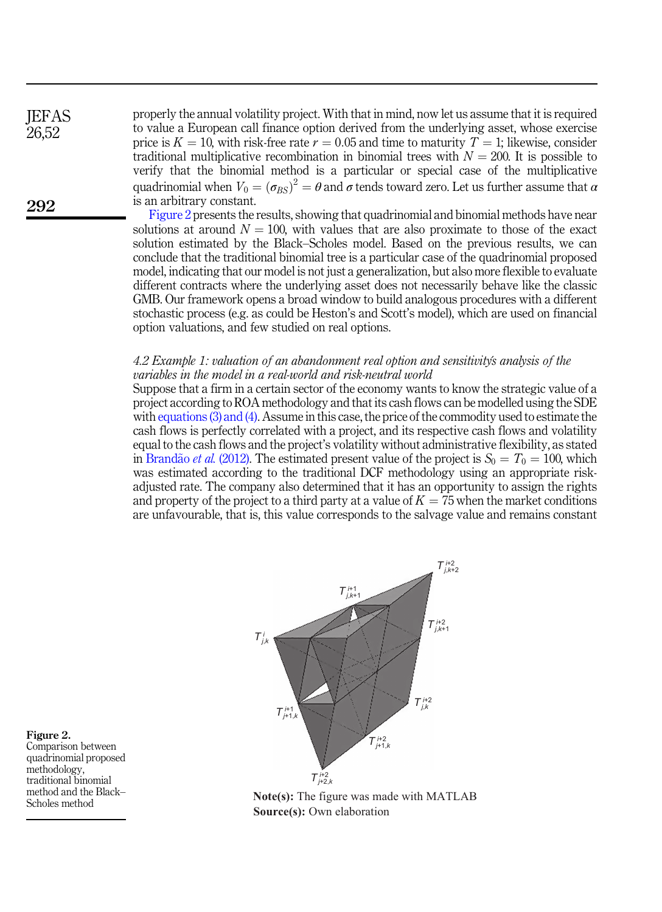properly the annual volatility project. With that in mind, now let us assume that it is required to value a European call finance option derived from the underlying asset, whose exercise price is $K = 10$, with risk-free rate $r = 0.05$ and time to maturity $T = 1$; likewise, consider traditional multiplicative recombination in binomial trees with $N = 200$. It is possible to verify that the binomial method is a particular or special case of the multiplicative quadrinomial when $V_0 = (\sigma_{BS})^2 = \theta$ and $\sigma$ tends toward zero. Let us further assume that $\alpha$ is an arbitrary constant.

Figure 2 presents the results, showing that quadrinomial and binomial methods have near solutions at around $N = 100$, with values that are also proximate to those of the exact solution estimated by the Black–Scholes model. Based on the previous results, we can conclude that the traditional binomial tree is a particular case of the quadrinomial proposed model, indicating that our model is not just a generalization, but also more flexible to evaluate different contracts where the underlying asset does not necessarily behave like the classic GMB. Our framework opens a broad window to build analogous procedures with a different stochastic process (e.g. as could be Heston's and Scott's model), which are used on financial option valuations, and few studied on real options.

### *4.2 Example 1: valuation of an abandonment real option and sensitivity's analysis of the variables in the model in a real-world and risk-neutral world*

Suppose that a firm in a certain sector of the economy wants to know the strategic value of a project according to ROA methodology and that its cash flows can be modelled using the SDE with equations (3) and (4). Assume in this case, the price of the commodity used to estimate the cash flows is perfectly correlated with a project, and its respective cash flows and volatility equal to the cash flows and the project's volatility without administrative flexibility, as stated in Brandão *et al.* (2012). The estimated present value of the project is $S_0 = T_0 = 100$, which was estimated according to the traditional DCF methodology using an appropriate risk-adjusted rate. The company also determined that it has an opportunity to assign the rights and property of the project to a third party at a value of $K = 75$ when the market conditions are unfavourable, that is, this value corresponds to the salvage value and remains constant

**Figure 2.** Comparison between quadrinomial proposed methodology, traditional binomial method and the Black–Scholes method

**Note(s):** The figure was made with MATLAB
**Source(s):** Own elaboration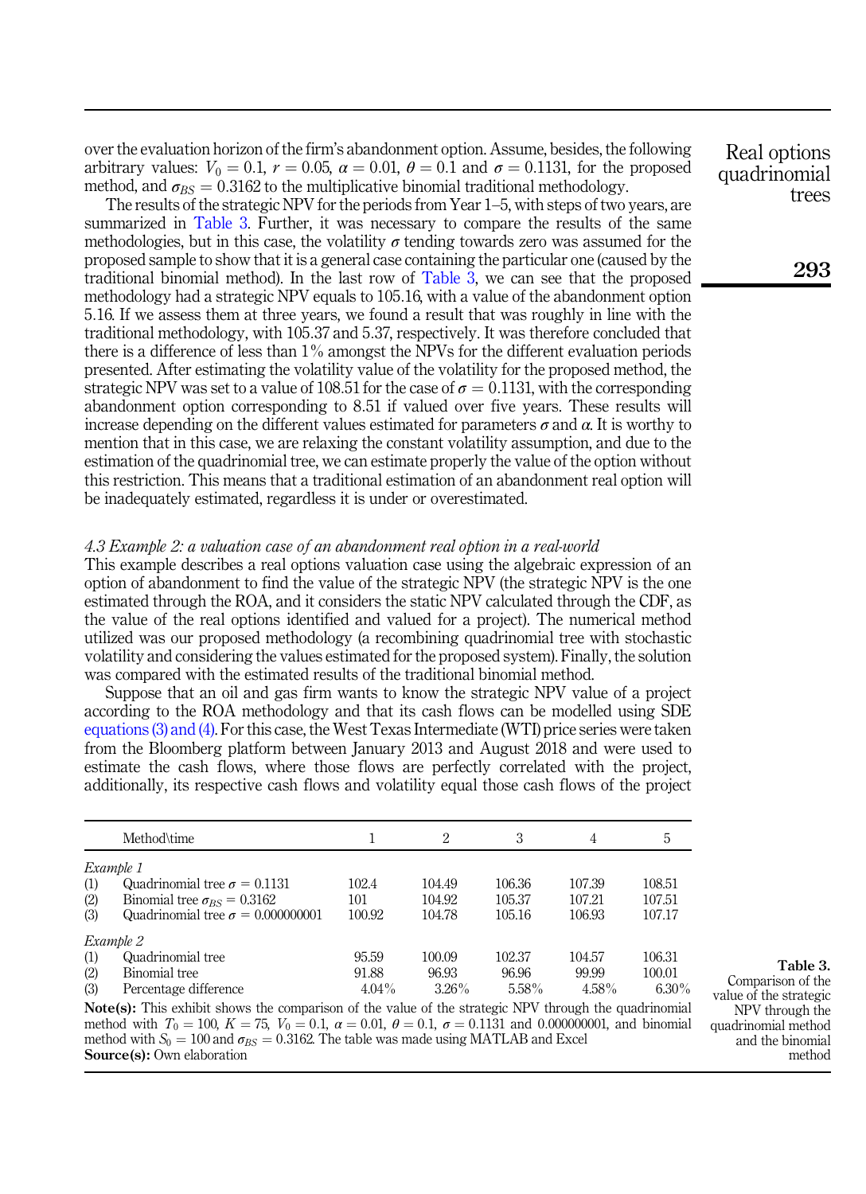over the evaluation horizon of the firm's abandonment option. Assume, besides, the following arbitrary values: $V_0 = 0.1$, $r = 0.05$, $\alpha = 0.01$, $\theta = 0.1$ and $\sigma = 0.1131$, for the proposed method, and $\sigma_{BS} = 0.3162$ to the multiplicative binomial traditional methodology.

The results of the strategic NPV for the periods from Year 1–5, with steps of two years, are summarized in Table 3. Further, it was necessary to compare the results of the same methodologies, but in this case, the volatility $\sigma$ tending towards zero was assumed for the proposed sample to show that it is a general case containing the particular one (caused by the traditional binomial method). In the last row of Table 3, we can see that the proposed methodology had a strategic NPV equals to 105.16, with a value of the abandonment option 5.16. If we assess them at three years, we found a result that was roughly in line with the traditional methodology, with 105.37 and 5.37, respectively. It was therefore concluded that there is a difference of less than 1% amongst the NPVs for the different evaluation periods presented. After estimating the volatility value of the volatility for the proposed method, the strategic NPV was set to a value of 108.51 for the case of $\sigma = 0.1131$, with the corresponding abandonment option corresponding to 8.51 if valued over five years. These results will increase depending on the different values estimated for parameters $\sigma$ and $\alpha$. It is worthy to mention that in this case, we are relaxing the constant volatility assumption, and due to the estimation of the quadrinomial tree, we can estimate properly the value of the option without this restriction. This means that a traditional estimation of an abandonment real option will be inadequately estimated, regardless it is under or overestimated.

### *4.3 Example 2: a valuation case of an abandonment real option in a real-world*

This example describes a real options valuation case using the algebraic expression of an option of abandonment to find the value of the strategic NPV (the strategic NPV is the one estimated through the ROA, and it considers the static NPV calculated through the CDF, as the value of the real options identified and valued for a project). The numerical method utilized was our proposed methodology (a recombining quadrinomial tree with stochastic volatility and considering the values estimated for the proposed system). Finally, the solution was compared with the estimated results of the traditional binomial method.

Suppose that an oil and gas firm wants to know the strategic NPV value of a project according to the ROA methodology and that its cash flows can be modelled using SDE equations (3) and (4). For this case, the West Texas Intermediate (WTI) price series were taken from the Bloomberg platform between January 2013 and August 2018 and were used to estimate the cash flows, where those flows are perfectly correlated with the project, additionally, its respective cash flows and volatility equal those cash flows of the project

| | Method\time | 1 | 2 | 3 | 4 | 5 |
|---|---|---|---|---|---|---|
| *Example 1* | | | | | | |
| (1) | Quadrinomial tree $\sigma = 0.1131$ | 102.4 | 104.49 | 106.36 | 107.39 | 108.51 |
| (2) | Binomial tree $\sigma_{BS} = 0.3162$ | 101 | 104.92 | 105.37 | 107.21 | 107.51 |
| (3) | Quadrinomial tree $\sigma = 0.000000001$ | 100.92 | 104.78 | 105.16 | 106.93 | 107.17 |
| *Example 2* | | | | | | |
| (1) | Quadrinomial tree | 95.59 | 100.09 | 102.37 | 104.57 | 106.31 |
| (2) | Binomial tree | 91.88 | 96.93 | 96.96 | 99.99 | 100.01 |
| (3) | Percentage difference | 4.04% | 3.26% | 5.58% | 4.58% | 6.30% |

**Note(s):** This exhibit shows the comparison of the value of the strategic NPV through the quadrinomial method with $T_0 = 100$, $K = 75$, $V_0 = 0.1$, $\alpha = 0.01$, $\theta = 0.1$, $\sigma = 0.1131$ and 0.000000001, and binomial method with $S_0 = 100$ and $\sigma_{BS} = 0.3162$. The table was made using MATLAB and Excel
**Source(s):** Own elaboration

**Table 3.** Comparison of the value of the strategic NPV through the quadrinomial method and the binomial method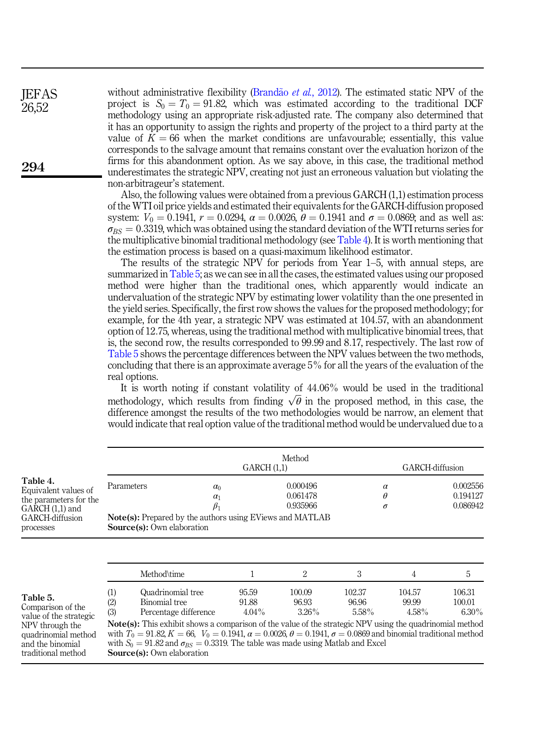without administrative flexibility (Brandão *et al.*, 2012). The estimated static NPV of the project is $S_0 = T_0 = 91.82$, which was estimated according to the traditional DCF methodology using an appropriate risk-adjusted rate. The company also determined that it has an opportunity to assign the rights and property of the project to a third party at the value of $K = 66$ when the market conditions are unfavourable; essentially, this value corresponds to the salvage amount that remains constant over the evaluation horizon of the firms for this abandonment option. As we say above, in this case, the traditional method underestimates the strategic NPV, creating not just an erroneous valuation but violating the non-arbitrageur's statement.

Also, the following values were obtained from a previous GARCH (1,1) estimation process of the WTI oil price yields and estimated their equivalents for the GARCH-diffusion proposed system: $V_0 = 0.1941$, $r = 0.0294$, $\alpha = 0.0026$, $\theta = 0.1941$ and $\sigma = 0.0869$; and as well as: $\sigma_{BS} = 0.3319$, which was obtained using the standard deviation of the WTI returns series for the multiplicative binomial traditional methodology (see Table 4). It is worth mentioning that the estimation process is based on a quasi-maximum likelihood estimator.

The results of the strategic NPV for periods from Year 1–5, with annual steps, are summarized in Table 5; as we can see in all the cases, the estimated values using our proposed method were higher than the traditional ones, which apparently would indicate an undervaluation of the strategic NPV by estimating lower volatility than the one presented in the yield series. Specifically, the first row shows the values for the proposed methodology; for example, for the 4th year, a strategic NPV was estimated at 104.57, with an abandonment option of 12.75, whereas, using the traditional method with multiplicative binomial trees, that is, the second row, the results corresponded to 99.99 and 8.17, respectively. The last row of Table 5 shows the percentage differences between the NPV values between the two methods, concluding that there is an approximate average 5% for all the years of the evaluation of the real options.

It is worth noting if constant volatility of 44.06% would be used in the traditional methodology, which results from finding $\sqrt{\theta}$ in the proposed method, in this case, the difference amongst the results of the two methodologies would be narrow, an element that would indicate that real option value of the traditional method would be undervalued due to a

**Table 4.** Equivalent values of the parameters for the GARCH (1,1) and GARCH-diffusion processes

| | Method | | | |
|---|---|---|---|---|
| | GARCH (1,1) | | GARCH-diffusion | |
| Parameters | $\alpha_0$ | 0.000496 | $\alpha$ | 0.002556 |
| | $\alpha_1$ | 0.061478 | $\theta$ | 0.194127 |
| | $\beta_1$ | 0.935966 | $\sigma$ | 0.086942 |

**Note(s):** Prepared by the authors using EViews and MATLAB
**Source(s):** Own elaboration

**Table 5.** Comparison of the value of the strategic NPV through the quadrinomial method and the binomial traditional method

| | Method\time | 1 | 2 | 3 | 4 | 5 |
|---|---|---|---|---|---|---|
| (1) | Quadrinomial tree | 95.59 | 100.09 | 102.37 | 104.57 | 106.31 |
| (2) | Binomial tree | 91.88 | 96.93 | 96.96 | 99.99 | 100.01 |
| (3) | Percentage difference | 4.04% | 3.26% | 5.58% | 4.58% | 6.30% |

**Note(s):** This exhibit shows a comparison of the value of the strategic NPV using the quadrinomial method with $T_0 = 91.82$, $K = 66$, $V_0 = 0.1941$, $\alpha = 0.0026$, $\theta = 0.1941$, $\sigma = 0.0869$ and binomial traditional method with $S_0 = 91.82$ and $\sigma_{BS} = 0.3319$. The table was made using Matlab and Excel
**Source(s):** Own elaboration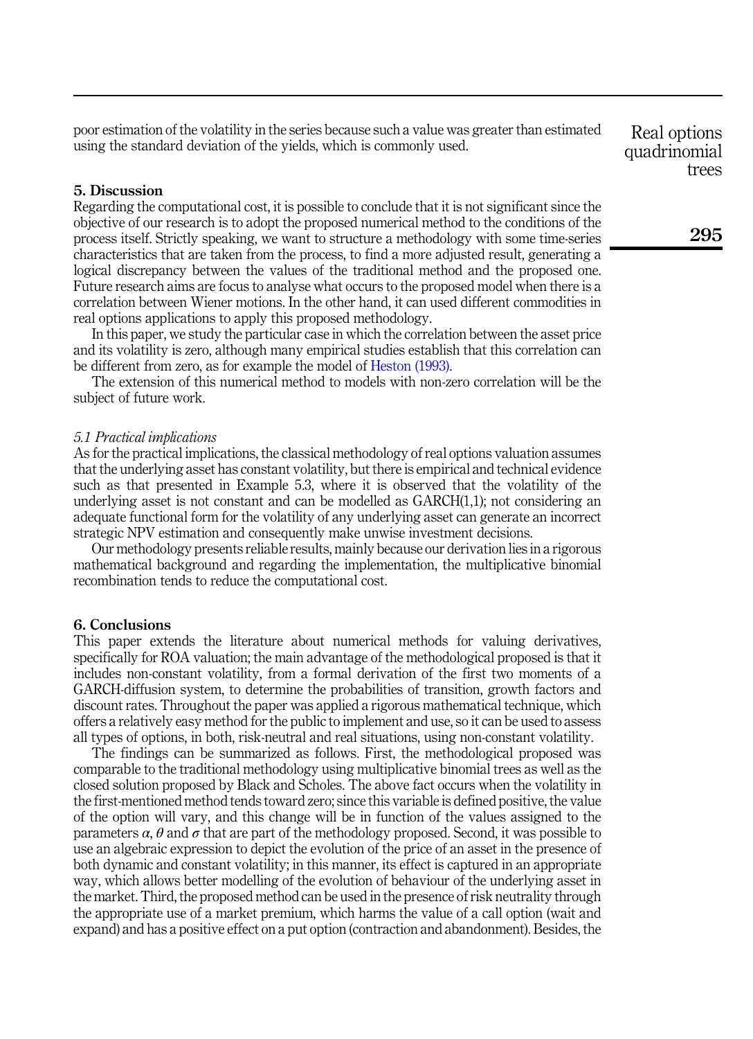poor estimation of the volatility in the series because such a value was greater than estimated using the standard deviation of the yields, which is commonly used.

## 5. Discussion

Regarding the computational cost, it is possible to conclude that it is not significant since the objective of our research is to adopt the proposed numerical method to the conditions of the process itself. Strictly speaking, we want to structure a methodology with some time-series characteristics that are taken from the process, to find a more adjusted result, generating a logical discrepancy between the values of the traditional method and the proposed one. Future research aims are focus to analyse what occurs to the proposed model when there is a correlation between Wiener motions. In the other hand, it can used different commodities in real options applications to apply this proposed methodology.

In this paper, we study the particular case in which the correlation between the asset price and its volatility is zero, although many empirical studies establish that this correlation can be different from zero, as for example the model of Heston (1993).

The extension of this numerical method to models with non-zero correlation will be the subject of future work.

### *5.1 Practical implications*

As for the practical implications, the classical methodology of real options valuation assumes that the underlying asset has constant volatility, but there is empirical and technical evidence such as that presented in Example 5.3, where it is observed that the volatility of the underlying asset is not constant and can be modelled as GARCH(1,1); not considering an adequate functional form for the volatility of any underlying asset can generate an incorrect strategic NPV estimation and consequently make unwise investment decisions.

Our methodology presents reliable results, mainly because our derivation lies in a rigorous mathematical background and regarding the implementation, the multiplicative binomial recombination tends to reduce the computational cost.

## 6. Conclusions

This paper extends the literature about numerical methods for valuing derivatives, specifically for ROA valuation; the main advantage of the methodological proposed is that it includes non-constant volatility, from a formal derivation of the first two moments of a GARCH-diffusion system, to determine the probabilities of transition, growth factors and discount rates. Throughout the paper was applied a rigorous mathematical technique, which offers a relatively easy method for the public to implement and use, so it can be used to assess all types of options, in both, risk-neutral and real situations, using non-constant volatility.

The findings can be summarized as follows. First, the methodological proposed was comparable to the traditional methodology using multiplicative binomial trees as well as the closed solution proposed by Black and Scholes. The above fact occurs when the volatility in the first-mentioned method tends toward zero; since this variable is defined positive, the value of the option will vary, and this change will be in function of the values assigned to the parameters $\alpha$, $\theta$ and $\sigma$ that are part of the methodology proposed. Second, it was possible to use an algebraic expression to depict the evolution of the price of an asset in the presence of both dynamic and constant volatility; in this manner, its effect is captured in an appropriate way, which allows better modelling of the evolution of behaviour of the underlying asset in the market. Third, the proposed method can be used in the presence of risk neutrality through the appropriate use of a market premium, which harms the value of a call option (wait and expand) and has a positive effect on a put option (contraction and abandonment). Besides, the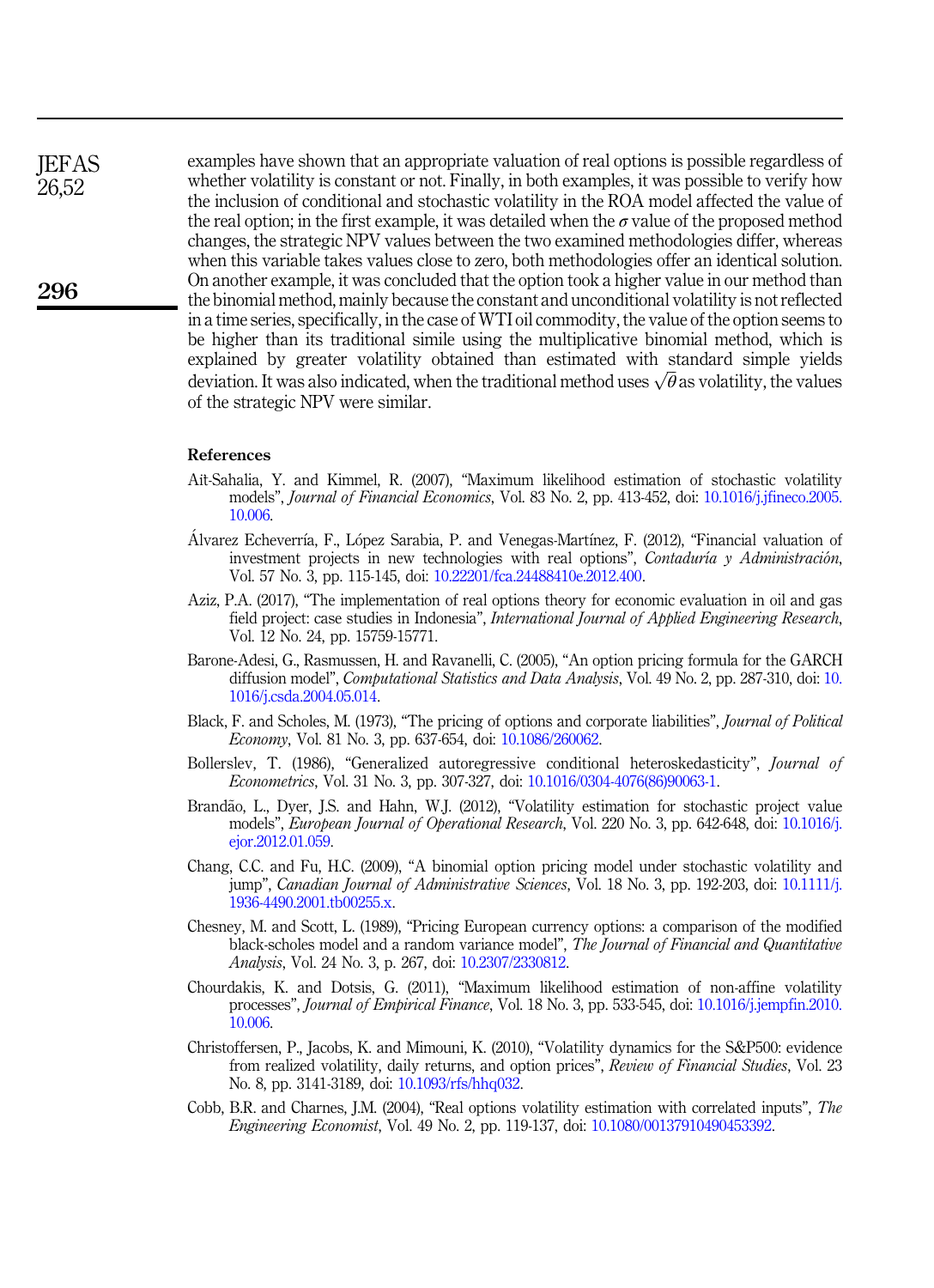examples have shown that an appropriate valuation of real options is possible regardless of whether volatility is constant or not. Finally, in both examples, it was possible to verify how the inclusion of conditional and stochastic volatility in the ROA model affected the value of the real option; in the first example, it was detailed when the $\sigma$ value of the proposed method changes, the strategic NPV values between the two examined methodologies differ, whereas when this variable takes values close to zero, both methodologies offer an identical solution. On another example, it was concluded that the option took a higher value in our method than the binomial method, mainly because the constant and unconditional volatility is not reflected in a time series, specifically, in the case of WTI oil commodity, the value of the option seems to be higher than its traditional simile using the multiplicative binomial method, which is explained by greater volatility obtained than estimated with standard simple yields deviation. It was also indicated, when the traditional method uses $\sqrt{\theta}$ as volatility, the values of the strategic NPV were similar.

## References

Aït-Sahalia, Y. and Kimmel, R. (2007), "Maximum likelihood estimation of stochastic volatility models", *Journal of Financial Economics*, Vol. 83 No. 2, pp. 413-452, doi: 10.1016/j.jfineco.2005.10.006.

Álvarez Echeverría, F., López Sarabia, P. and Venegas-Martínez, F. (2012), "Financial valuation of investment projects in new technologies with real options", *Contaduría y Administración*, Vol. 57 No. 3, pp. 115-145, doi: 10.22201/fca.24488410e.2012.400.

Aziz, P.A. (2017), "The implementation of real options theory for economic evaluation in oil and gas field project: case studies in Indonesia", *International Journal of Applied Engineering Research*, Vol. 12 No. 24, pp. 15759-15771.

Barone-Adesi, G., Rasmussen, H. and Ravanelli, C. (2005), "An option pricing formula for the GARCH diffusion model", *Computational Statistics and Data Analysis*, Vol. 49 No. 2, pp. 287-310, doi: 10.1016/j.csda.2004.05.014.

Black, F. and Scholes, M. (1973), "The pricing of options and corporate liabilities", *Journal of Political Economy*, Vol. 81 No. 3, pp. 637-654, doi: 10.1086/260062.

Bollerslev, T. (1986), "Generalized autoregressive conditional heteroskedasticity", *Journal of Econometrics*, Vol. 31 No. 3, pp. 307-327, doi: 10.1016/0304-4076(86)90063-1.

Brandão, L., Dyer, J.S. and Hahn, W.J. (2012), "Volatility estimation for stochastic project value models", *European Journal of Operational Research*, Vol. 220 No. 3, pp. 642-648, doi: 10.1016/j.ejor.2012.01.059.

Chang, C.C. and Fu, H.C. (2009), "A binomial option pricing model under stochastic volatility and jump", *Canadian Journal of Administrative Sciences*, Vol. 18 No. 3, pp. 192-203, doi: 10.1111/j.1936-4490.2001.tb00255.x.

Chesney, M. and Scott, L. (1989), "Pricing European currency options: a comparison of the modified black-scholes model and a random variance model", *The Journal of Financial and Quantitative Analysis*, Vol. 24 No. 3, p. 267, doi: 10.2307/2330812.

Chourdakis, K. and Dotsis, G. (2011), "Maximum likelihood estimation of non-affine volatility processes", *Journal of Empirical Finance*, Vol. 18 No. 3, pp. 533-545, doi: 10.1016/j.jempfin.2010.10.006.

Christoffersen, P., Jacobs, K. and Mimouni, K. (2010), "Volatility dynamics for the S&P500: evidence from realized volatility, daily returns, and option prices", *Review of Financial Studies*, Vol. 23 No. 8, pp. 3141-3189, doi: 10.1093/rfs/hhq032.

Cobb, B.R. and Charnes, J.M. (2004), "Real options volatility estimation with correlated inputs", *The Engineering Economist*, Vol. 49 No. 2, pp. 119-137, doi: 10.1080/00137910490453392.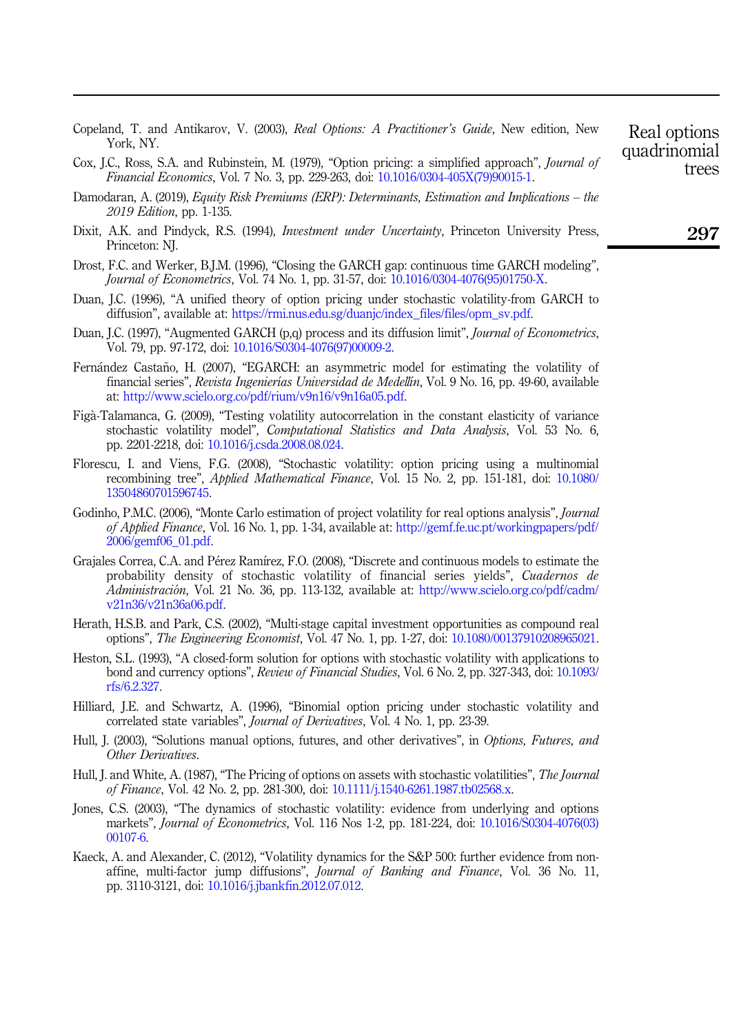Copeland, T. and Antikarov, V. (2003), *Real Options: A Practitioner's Guide*, New edition, New York, NY.

Cox, J.C., Ross, S.A. and Rubinstein, M. (1979), "Option pricing: a simplified approach", *Journal of Financial Economics*, Vol. 7 No. 3, pp. 229-263, doi: 10.1016/0304-405X(79)90015-1.

Damodaran, A. (2019), *Equity Risk Premiums (ERP): Determinants, Estimation and Implications – the 2019 Edition*, pp. 1-135.

Dixit, A.K. and Pindyck, R.S. (1994), *Investment under Uncertainty*, Princeton University Press, Princeton: NJ.

Drost, F.C. and Werker, B.J.M. (1996), "Closing the GARCH gap: continuous time GARCH modeling", *Journal of Econometrics*, Vol. 74 No. 1, pp. 31-57, doi: 10.1016/0304-4076(95)01750-X.

Duan, J.C. (1996), "A unified theory of option pricing under stochastic volatility-from GARCH to diffusion", available at: https://rmi.nus.edu.sg/duanjc/index_files/files/opm_sv.pdf.

Duan, J.C. (1997), "Augmented GARCH (p,q) process and its diffusion limit", *Journal of Econometrics*, Vol. 79, pp. 97-172, doi: 10.1016/S0304-4076(97)00009-2.

Fernández Castaño, H. (2007), "EGARCH: an asymmetric model for estimating the volatility of financial series", *Revista Ingenierías Universidad de Medellín*, Vol. 9 No. 16, pp. 49-60, available at: http://www.scielo.org.co/pdf/rium/v9n16/v9n16a05.pdf.

Figà-Talamanca, G. (2009), "Testing volatility autocorrelation in the constant elasticity of variance stochastic volatility model", *Computational Statistics and Data Analysis*, Vol. 53 No. 6, pp. 2201-2218, doi: 10.1016/j.csda.2008.08.024.

Florescu, I. and Viens, F.G. (2008), "Stochastic volatility: option pricing using a multinomial recombining tree", *Applied Mathematical Finance*, Vol. 15 No. 2, pp. 151-181, doi: 10.1080/13504860701596745.

Godinho, P.M.C. (2006), "Monte Carlo estimation of project volatility for real options analysis", *Journal of Applied Finance*, Vol. 16 No. 1, pp. 1-34, available at: http://gemf.fe.uc.pt/workingpapers/pdf/2006/gemf06_01.pdf.

Grajales Correa, C.A. and Pérez Ramírez, F.O. (2008), "Discrete and continuous models to estimate the probability density of stochastic volatility of financial series yields", *Cuadernos de Administración*, Vol. 21 No. 36, pp. 113-132, available at: http://www.scielo.org.co/pdf/cadm/v21n36/v21n36a06.pdf.

Herath, H.S.B. and Park, C.S. (2002), "Multi-stage capital investment opportunities as compound real options", *The Engineering Economist*, Vol. 47 No. 1, pp. 1-27, doi: 10.1080/00137910208965021.

Heston, S.L. (1993), "A closed-form solution for options with stochastic volatility with applications to bond and currency options", *Review of Financial Studies*, Vol. 6 No. 2, pp. 327-343, doi: 10.1093/rfs/6.2.327.

Hilliard, J.E. and Schwartz, A. (1996), "Binomial option pricing under stochastic volatility and correlated state variables", *Journal of Derivatives*, Vol. 4 No. 1, pp. 23-39.

Hull, J. (2003), "Solutions manual options, futures, and other derivatives", in *Options, Futures, and Other Derivatives*.

Hull, J. and White, A. (1987), "The Pricing of options on assets with stochastic volatilities", *The Journal of Finance*, Vol. 42 No. 2, pp. 281-300, doi: 10.1111/j.1540-6261.1987.tb02568.x.

Jones, C.S. (2003), "The dynamics of stochastic volatility: evidence from underlying and options markets", *Journal of Econometrics*, Vol. 116 Nos 1-2, pp. 181-224, doi: 10.1016/S0304-4076(03)00107-6.

Kaeck, A. and Alexander, C. (2012), "Volatility dynamics for the S&P 500: further evidence from non-affine, multi-factor jump diffusions", *Journal of Banking and Finance*, Vol. 36 No. 11, pp. 3110-3121, doi: 10.1016/j.jbankfin.2012.07.012.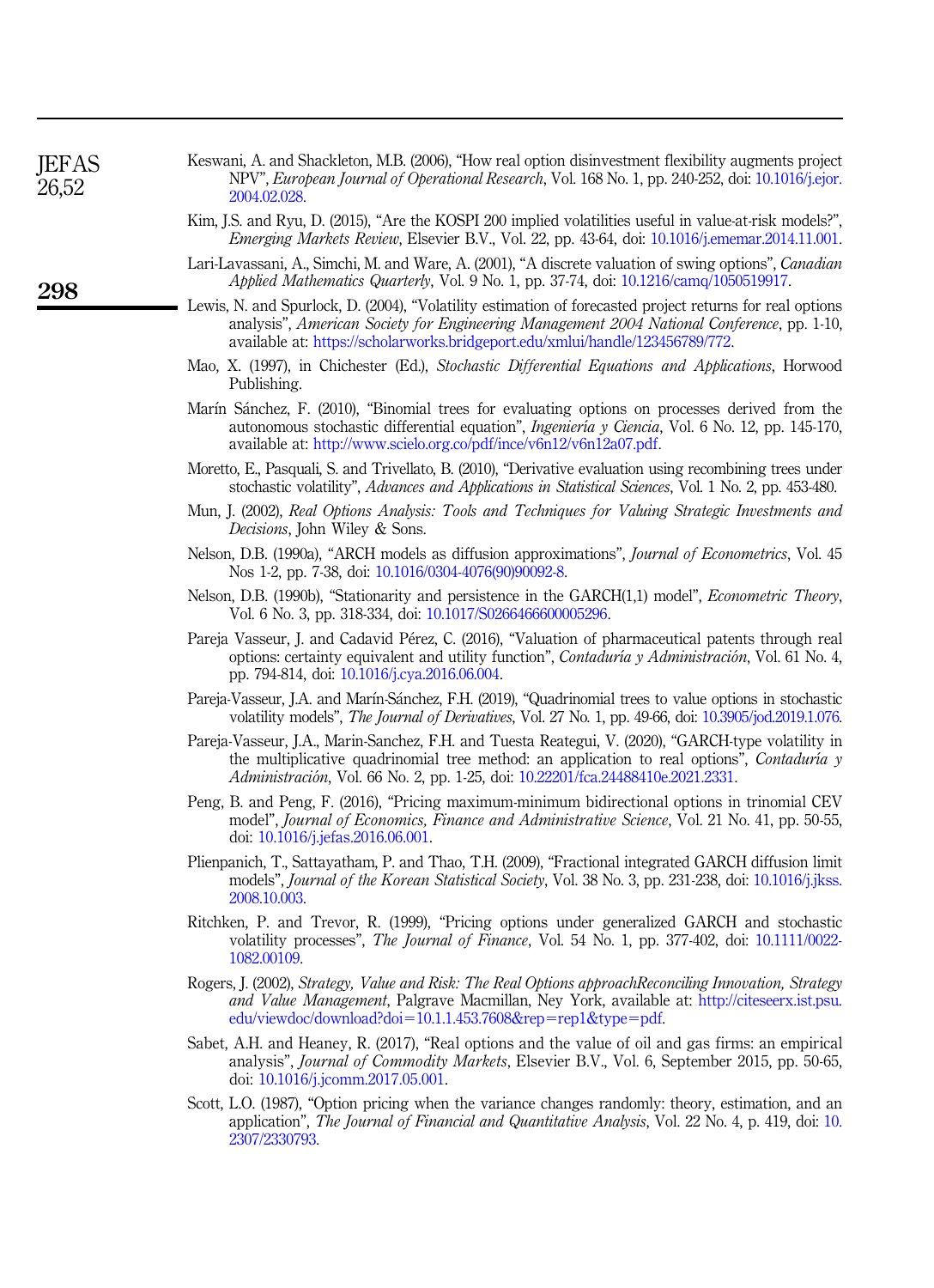Keswani, A. and Shackleton, M.B. (2006), "How real option disinvestment flexibility augments project NPV", *European Journal of Operational Research*, Vol. 168 No. 1, pp. 240-252, doi: 10.1016/j.ejor.2004.02.028.

Kim, J.S. and Ryu, D. (2015), "Are the KOSPI 200 implied volatilities useful in value-at-risk models?", *Emerging Markets Review*, Elsevier B.V., Vol. 22, pp. 43-64, doi: 10.1016/j.ememar.2014.11.001.

Lari-Lavassani, A., Simchi, M. and Ware, A. (2001), "A discrete valuation of swing options", *Canadian Applied Mathematics Quarterly*, Vol. 9 No. 1, pp. 37-74, doi: 10.1216/camq/1050519917.

Lewis, N. and Spurlock, D. (2004), "Volatility estimation of forecasted project returns for real options analysis", *American Society for Engineering Management 2004 National Conference*, pp. 1-10, available at: https://scholarworks.bridgeport.edu/xmlui/handle/123456789/772.

Mao, X. (1997), in Chichester (Ed.), *Stochastic Differential Equations and Applications*, Horwood Publishing.

Marín Sánchez, F. (2010), "Binomial trees for evaluating options on processes derived from the autonomous stochastic differential equation", *Ingeniería y Ciencia*, Vol. 6 No. 12, pp. 145-170, available at: http://www.scielo.org.co/pdf/ince/v6n12/v6n12a07.pdf.

Moretto, E., Pasquali, S. and Trivellato, B. (2010), "Derivative evaluation using recombining trees under stochastic volatility", *Advances and Applications in Statistical Sciences*, Vol. 1 No. 2, pp. 453-480.

Mun, J. (2002), *Real Options Analysis: Tools and Techniques for Valuing Strategic Investments and Decisions*, John Wiley & Sons.

Nelson, D.B. (1990a), "ARCH models as diffusion approximations", *Journal of Econometrics*, Vol. 45 Nos 1-2, pp. 7-38, doi: 10.1016/0304-4076(90)90092-8.

Nelson, D.B. (1990b), "Stationarity and persistence in the GARCH(1,1) model", *Econometric Theory*, Vol. 6 No. 3, pp. 318-334, doi: 10.1017/S0266466600005296.

Pareja Vasseur, J. and Cadavid Pérez, C. (2016), "Valuation of pharmaceutical patents through real options: certainty equivalent and utility function", *Contaduría y Administración*, Vol. 61 No. 4, pp. 794-814, doi: 10.1016/j.cya.2016.06.004.

Pareja-Vasseur, J.A. and Marín-Sánchez, F.H. (2019), "Quadrinomial trees to value options in stochastic volatility models", *The Journal of Derivatives*, Vol. 27 No. 1, pp. 49-66, doi: 10.3905/jod.2019.1.076.

Pareja-Vasseur, J.A., Marin-Sanchez, F.H. and Tuesta Reategui, V. (2020), "GARCH-type volatility in the multiplicative quadrinomial tree method: an application to real options", *Contaduría y Administración*, Vol. 66 No. 2, pp. 1-25, doi: 10.22201/fca.24488410e.2021.2331.

Peng, B. and Peng, F. (2016), "Pricing maximum-minimum bidirectional options in trinomial CEV model", *Journal of Economics, Finance and Administrative Science*, Vol. 21 No. 41, pp. 50-55, doi: 10.1016/j.jefas.2016.06.001.

Plienpanich, T., Sattayatham, P. and Thao, T.H. (2009), "Fractional integrated GARCH diffusion limit models", *Journal of the Korean Statistical Society*, Vol. 38 No. 3, pp. 231-238, doi: 10.1016/j.jkss.2008.10.003.

Ritchken, P. and Trevor, R. (1999), "Pricing options under generalized GARCH and stochastic volatility processes", *The Journal of Finance*, Vol. 54 No. 1, pp. 377-402, doi: 10.1111/0022-1082.00109.

Rogers, J. (2002), *Strategy, Value and Risk: The Real Options approachReconciling Innovation, Strategy and Value Management*, Palgrave Macmillan, Ney York, available at: http://citeseerx.ist.psu.edu/viewdoc/download?doi=10.1.1.453.7608&rep=rep1&type=pdf.

Sabet, A.H. and Heaney, R. (2017), "Real options and the value of oil and gas firms: an empirical analysis", *Journal of Commodity Markets*, Elsevier B.V., Vol. 6, September 2015, pp. 50-65, doi: 10.1016/j.jcomm.2017.05.001.

Scott, L.O. (1987), "Option pricing when the variance changes randomly: theory, estimation, and an application", *The Journal of Financial and Quantitative Analysis*, Vol. 22 No. 4, p. 419, doi: 10.2307/2330793.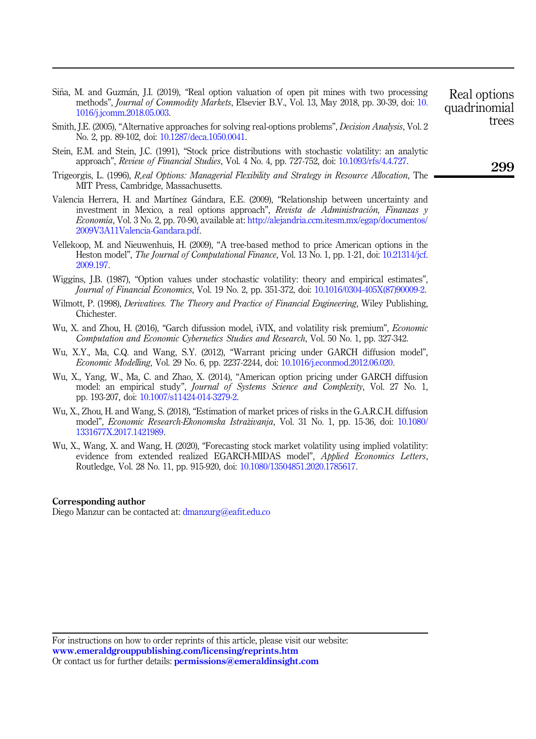Siña, M. and Guzmán, J.I. (2019), "Real option valuation of open pit mines with two processing methods", *Journal of Commodity Markets*, Elsevier B.V., Vol. 13, May 2018, pp. 30-39, doi: 10.1016/j.jcomm.2018.05.003.

Smith, J.E. (2005), "Alternative approaches for solving real-options problems", *Decision Analysis*, Vol. 2 No. 2, pp. 89-102, doi: 10.1287/deca.1050.0041.

Stein, E.M. and Stein, J.C. (1991), "Stock price distributions with stochastic volatility: an analytic approach", *Review of Financial Studies*, Vol. 4 No. 4, pp. 727-752, doi: 10.1093/rfs/4.4.727.

Trigeorgis, L. (1996), *R,eal Options: Managerial Flexibility and Strategy in Resource Allocation*, The MIT Press, Cambridge, Massachusetts.

Valencia Herrera, H. and Martínez Gándara, E.E. (2009), "Relationship between uncertainty and investment in Mexico, a real options approach", *Revista de Administración, Finanzas y Economía*, Vol. 3 No. 2, pp. 70-90, available at: http://alejandria.ccm.itesm.mx/egap/documentos/2009V3A11Valencia-Gandara.pdf.

Vellekoop, M. and Nieuwenhuis, H. (2009), "A tree-based method to price American options in the Heston model", *The Journal of Computational Finance*, Vol. 13 No. 1, pp. 1-21, doi: 10.21314/jcf.2009.197.

Wiggins, J.B. (1987), "Option values under stochastic volatility: theory and empirical estimates", *Journal of Financial Economics*, Vol. 19 No. 2, pp. 351-372, doi: 10.1016/0304-405X(87)90009-2.

Wilmott, P. (1998), *Derivatives. The Theory and Practice of Financial Engineering*, Wiley Publishing, Chichester.

Wu, X. and Zhou, H. (2016), "Garch difussion model, iVIX, and volatility risk premium", *Economic Computation and Economic Cybernetics Studies and Research*, Vol. 50 No. 1, pp. 327-342.

Wu, X.Y., Ma, C.Q. and Wang, S.Y. (2012), "Warrant pricing under GARCH diffusion model", *Economic Modelling*, Vol. 29 No. 6, pp. 2237-2244, doi: 10.1016/j.econmod.2012.06.020.

Wu, X., Yang, W., Ma, C. and Zhao, X. (2014), "American option pricing under GARCH diffusion model: an empirical study", *Journal of Systems Science and Complexity*, Vol. 27 No. 1, pp. 193-207, doi: 10.1007/s11424-014-3279-2.

Wu, X., Zhou, H. and Wang, S. (2018), "Estimation of market prices of risks in the G.A.R.C.H. diffusion model", *Economic Research-Ekonomska Istraživanja*, Vol. 31 No. 1, pp. 15-36, doi: 10.1080/1331677X.2017.1421989.

Wu, X., Wang, X. and Wang, H. (2020), "Forecasting stock market volatility using implied volatility: evidence from extended realized EGARCH-MIDAS model", *Applied Economics Letters*, Routledge, Vol. 28 No. 11, pp. 915-920, doi: 10.1080/13504851.2020.1785617.

**Corresponding author**
Diego Manzur can be contacted at: dmanzurg@eafit.edu.co

For instructions on how to order reprints of this article, please visit our website:
**www.emeraldgrouppublishing.com/licensing/reprints.htm**
Or contact us for further details: **permissions@emeraldinsight.com**